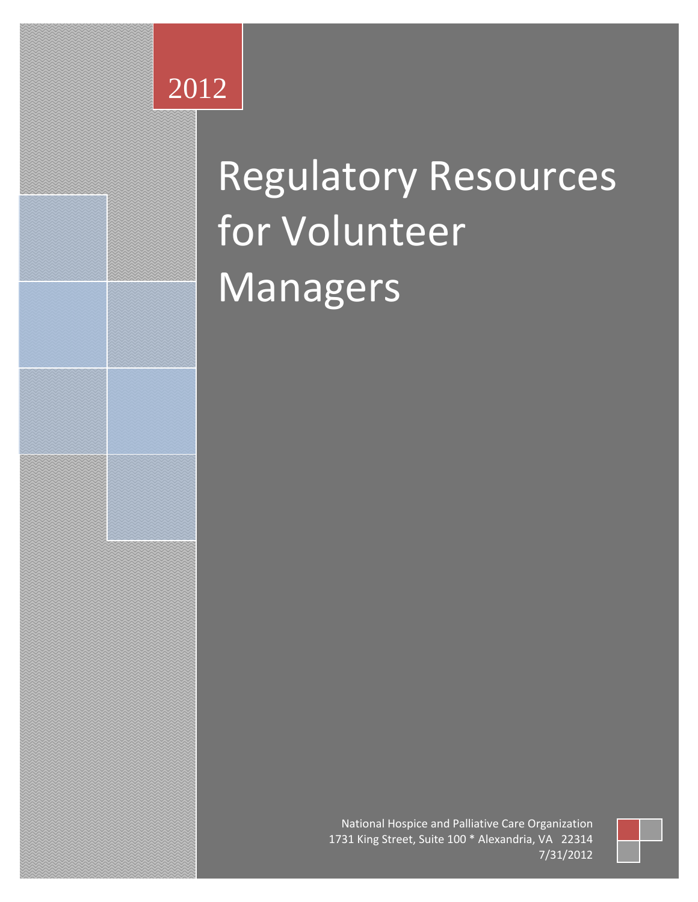2012

# Regulatory Resources for Volunteer Managers

National Hospice and Palliative Care Organization
1731 King Street, Suite 100 * Alexandria, VA 22314
7/31/2012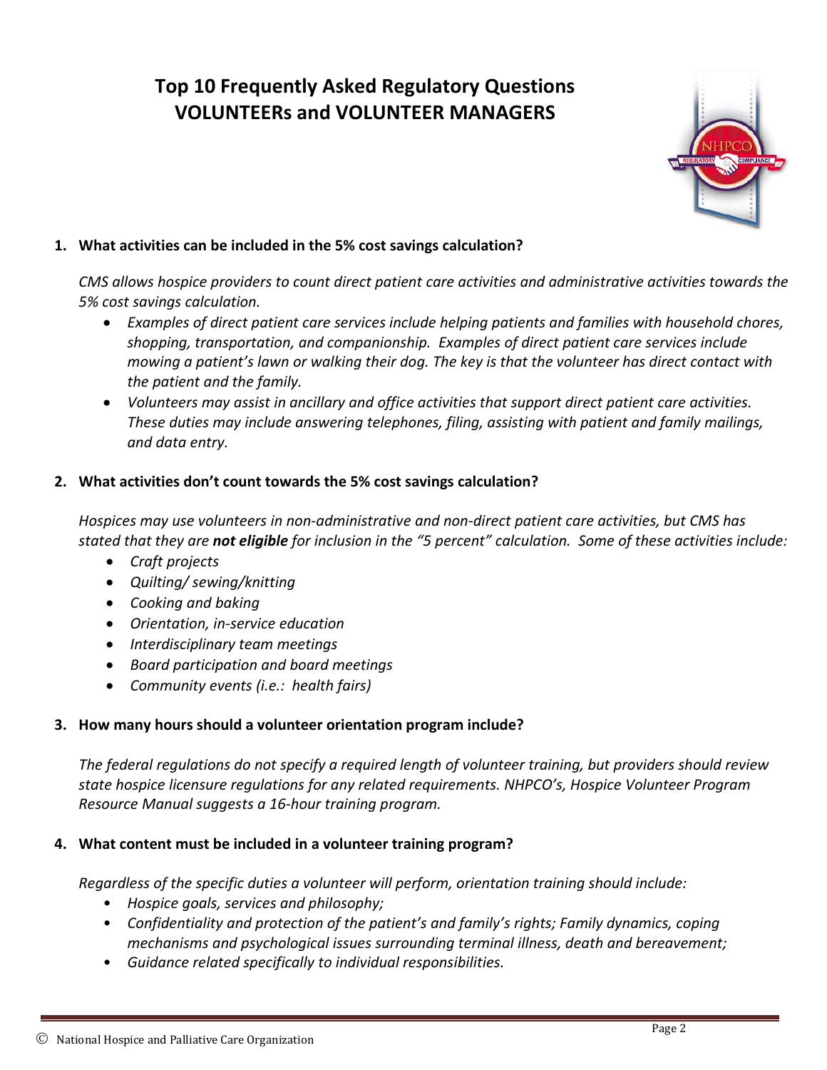# Top 10 Frequently Asked Regulatory Questions
# VOLUNTEERs and VOLUNTEER MANAGERS

**1. What activities can be included in the 5% cost savings calculation?**

*CMS allows hospice providers to count direct patient care activities and administrative activities towards the 5% cost savings calculation.*

- *Examples of direct patient care services include helping patients and families with household chores, shopping, transportation, and companionship. Examples of direct patient care services include mowing a patient's lawn or walking their dog. The key is that the volunteer has direct contact with the patient and the family.*
- *Volunteers may assist in ancillary and office activities that support direct patient care activities. These duties may include answering telephones, filing, assisting with patient and family mailings, and data entry.*

**2. What activities don't count towards the 5% cost savings calculation?**

*Hospices may use volunteers in non-administrative and non-direct patient care activities, but CMS has stated that they are* ***not eligible*** *for inclusion in the "5 percent" calculation. Some of these activities include:*

- *Craft projects*
- *Quilting/ sewing/knitting*
- *Cooking and baking*
- *Orientation, in-service education*
- *Interdisciplinary team meetings*
- *Board participation and board meetings*
- *Community events (i.e.: health fairs)*

**3. How many hours should a volunteer orientation program include?**

*The federal regulations do not specify a required length of volunteer training, but providers should review state hospice licensure regulations for any related requirements. NHPCO's, Hospice Volunteer Program Resource Manual suggests a 16-hour training program.*

**4. What content must be included in a volunteer training program?**

*Regardless of the specific duties a volunteer will perform, orientation training should include:*

- *Hospice goals, services and philosophy;*
- *Confidentiality and protection of the patient's and family's rights; Family dynamics, coping mechanisms and psychological issues surrounding terminal illness, death and bereavement;*
- *Guidance related specifically to individual responsibilities.*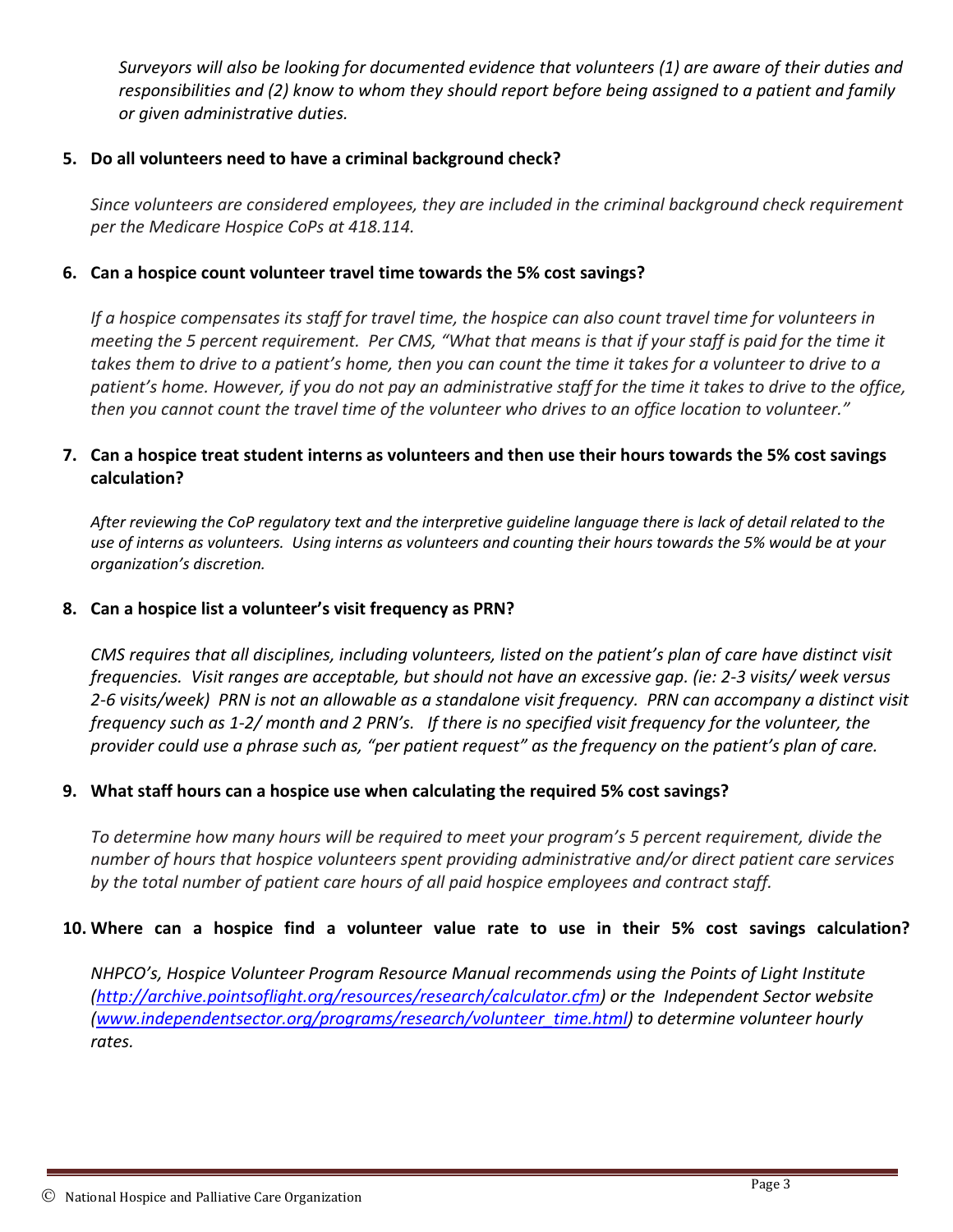*Surveyors will also be looking for documented evidence that volunteers (1) are aware of their duties and responsibilities and (2) know to whom they should report before being assigned to a patient and family or given administrative duties.*

**5. Do all volunteers need to have a criminal background check?**

*Since volunteers are considered employees, they are included in the criminal background check requirement per the Medicare Hospice CoPs at 418.114.*

**6. Can a hospice count volunteer travel time towards the 5% cost savings?**

*If a hospice compensates its staff for travel time, the hospice can also count travel time for volunteers in meeting the 5 percent requirement. Per CMS, "What that means is that if your staff is paid for the time it takes them to drive to a patient's home, then you can count the time it takes for a volunteer to drive to a patient's home. However, if you do not pay an administrative staff for the time it takes to drive to the office, then you cannot count the travel time of the volunteer who drives to an office location to volunteer."*

**7. Can a hospice treat student interns as volunteers and then use their hours towards the 5% cost savings calculation?**

*After reviewing the CoP regulatory text and the interpretive guideline language there is lack of detail related to the use of interns as volunteers. Using interns as volunteers and counting their hours towards the 5% would be at your organization's discretion.*

**8. Can a hospice list a volunteer's visit frequency as PRN?**

*CMS requires that all disciplines, including volunteers, listed on the patient's plan of care have distinct visit frequencies. Visit ranges are acceptable, but should not have an excessive gap. (ie: 2-3 visits/ week versus 2-6 visits/week) PRN is not an allowable as a standalone visit frequency. PRN can accompany a distinct visit frequency such as 1-2/ month and 2 PRN's. If there is no specified visit frequency for the volunteer, the provider could use a phrase such as, "per patient request" as the frequency on the patient's plan of care.*

**9. What staff hours can a hospice use when calculating the required 5% cost savings?**

*To determine how many hours will be required to meet your program's 5 percent requirement, divide the number of hours that hospice volunteers spent providing administrative and/or direct patient care services by the total number of patient care hours of all paid hospice employees and contract staff.*

**10. Where can a hospice find a volunteer value rate to use in their 5% cost savings calculation?**

*NHPCO's, Hospice Volunteer Program Resource Manual recommends using the Points of Light Institute (http://archive.pointsoflight.org/resources/research/calculator.cfm) or the Independent Sector website (www.independentsector.org/programs/research/volunteer_time.html) to determine volunteer hourly rates.*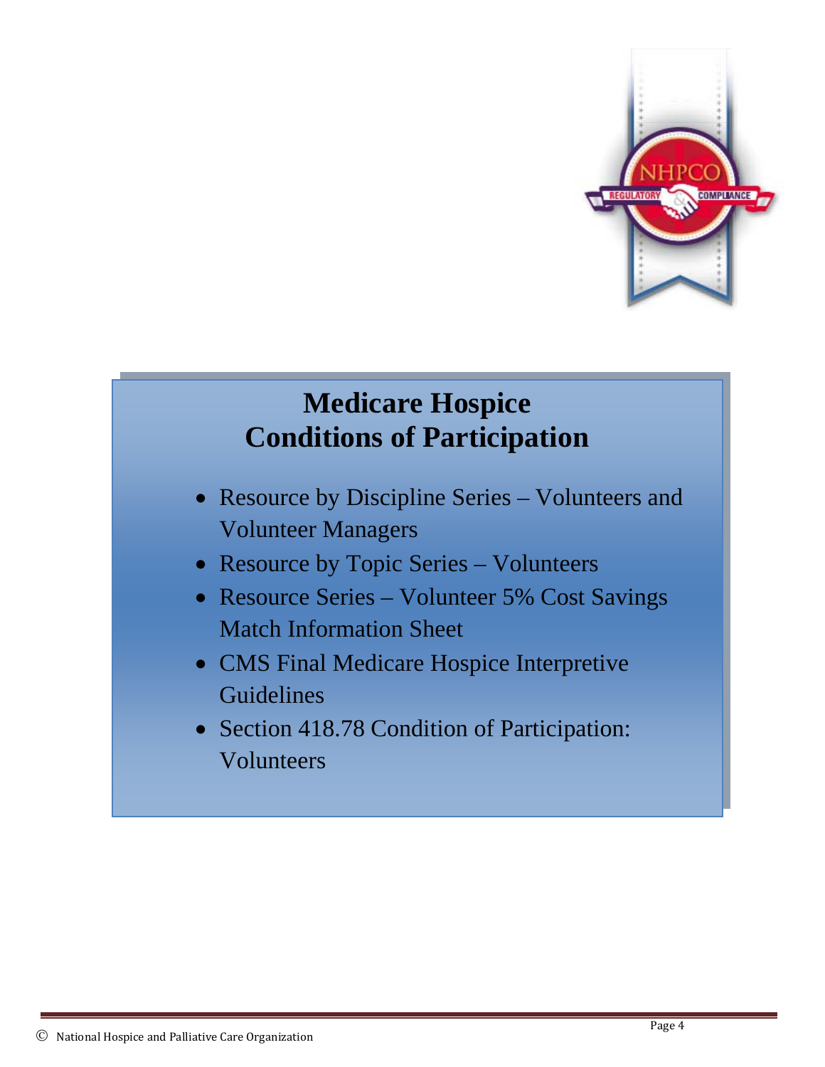# Medicare Hospice Conditions of Participation

- Resource by Discipline Series – Volunteers and Volunteer Managers
- Resource by Topic Series – Volunteers
- Resource Series – Volunteer 5% Cost Savings Match Information Sheet
- CMS Final Medicare Hospice Interpretive Guidelines
- Section 418.78 Condition of Participation: Volunteers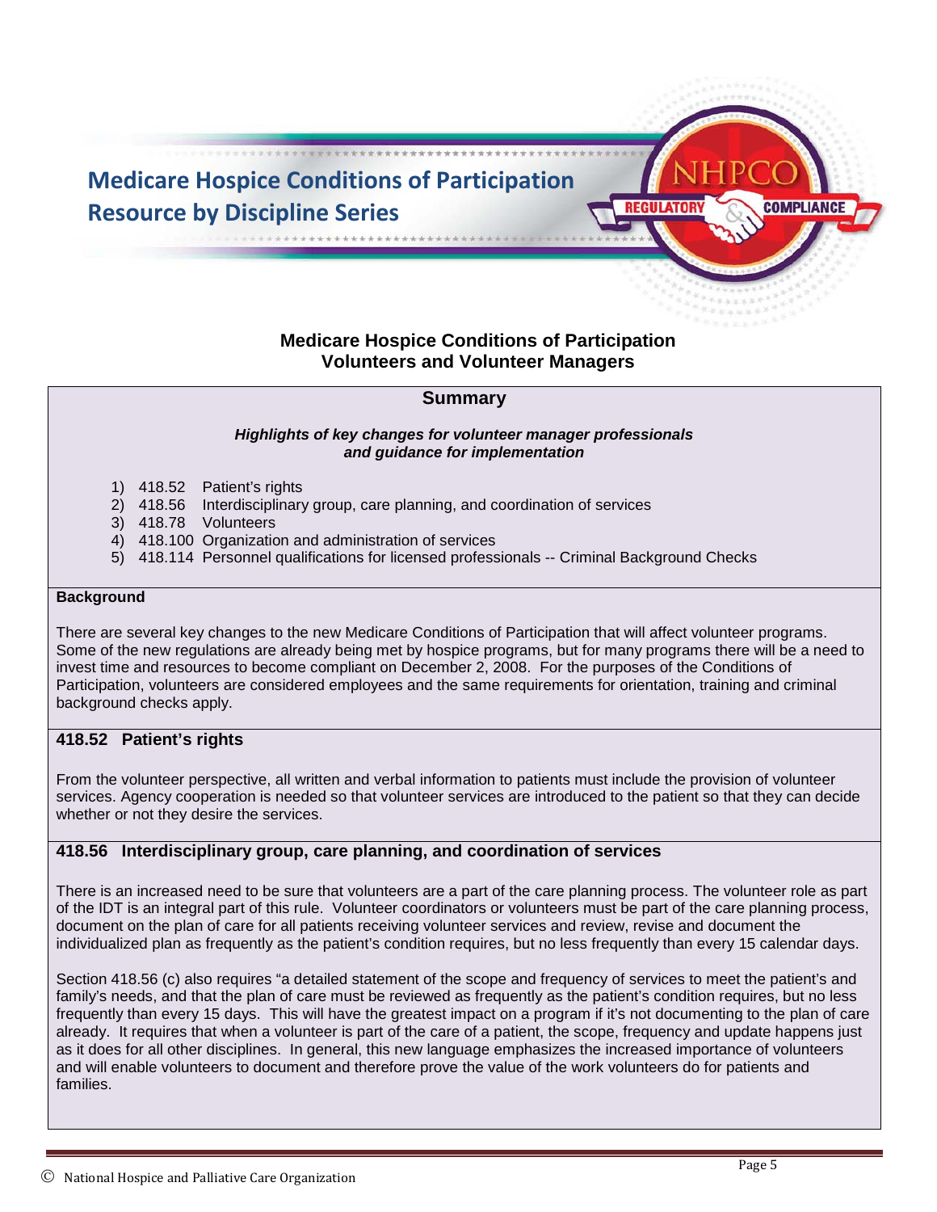# Medicare Hospice Conditions of Participation Resource by Discipline Series

## Medicare Hospice Conditions of Participation
## Volunteers and Volunteer Managers

### Summary

***Highlights of key changes for volunteer manager professionals and guidance for implementation***

1) 418.52 Patient's rights
2) 418.56 Interdisciplinary group, care planning, and coordination of services
3) 418.78 Volunteers
4) 418.100 Organization and administration of services
5) 418.114 Personnel qualifications for licensed professionals -- Criminal Background Checks

### Background

There are several key changes to the new Medicare Conditions of Participation that will affect volunteer programs. Some of the new regulations are already being met by hospice programs, but for many programs there will be a need to invest time and resources to become compliant on December 2, 2008. For the purposes of the Conditions of Participation, volunteers are considered employees and the same requirements for orientation, training and criminal background checks apply.

### 418.52 Patient's rights

From the volunteer perspective, all written and verbal information to patients must include the provision of volunteer services. Agency cooperation is needed so that volunteer services are introduced to the patient so that they can decide whether or not they desire the services.

### 418.56 Interdisciplinary group, care planning, and coordination of services

There is an increased need to be sure that volunteers are a part of the care planning process. The volunteer role as part of the IDT is an integral part of this rule. Volunteer coordinators or volunteers must be part of the care planning process, document on the plan of care for all patients receiving volunteer services and review, revise and document the individualized plan as frequently as the patient's condition requires, but no less frequently than every 15 calendar days.

Section 418.56 (c) also requires "a detailed statement of the scope and frequency of services to meet the patient's and family's needs, and that the plan of care must be reviewed as frequently as the patient's condition requires, but no less frequently than every 15 days. This will have the greatest impact on a program if it's not documenting to the plan of care already. It requires that when a volunteer is part of the care of a patient, the scope, frequency and update happens just as it does for all other disciplines. In general, this new language emphasizes the increased importance of volunteers and will enable volunteers to document and therefore prove the value of the work volunteers do for patients and families.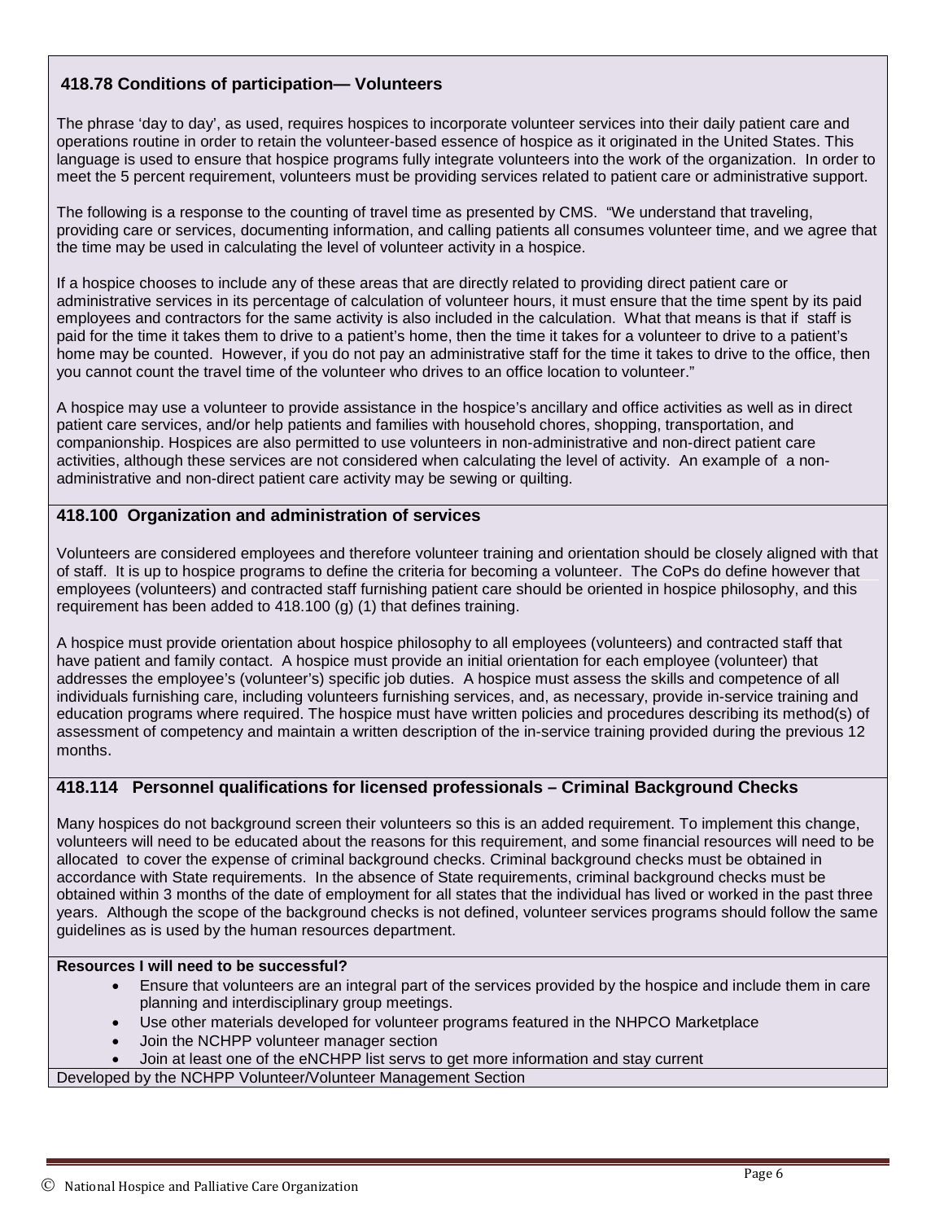## 418.78 Conditions of participation— Volunteers

The phrase 'day to day', as used, requires hospices to incorporate volunteer services into their daily patient care and operations routine in order to retain the volunteer-based essence of hospice as it originated in the United States. This language is used to ensure that hospice programs fully integrate volunteers into the work of the organization. In order to meet the 5 percent requirement, volunteers must be providing services related to patient care or administrative support.

The following is a response to the counting of travel time as presented by CMS. "We understand that traveling, providing care or services, documenting information, and calling patients all consumes volunteer time, and we agree that the time may be used in calculating the level of volunteer activity in a hospice.

If a hospice chooses to include any of these areas that are directly related to providing direct patient care or administrative services in its percentage of calculation of volunteer hours, it must ensure that the time spent by its paid employees and contractors for the same activity is also included in the calculation. What that means is that if staff is paid for the time it takes them to drive to a patient's home, then the time it takes for a volunteer to drive to a patient's home may be counted. However, if you do not pay an administrative staff for the time it takes to drive to the office, then you cannot count the travel time of the volunteer who drives to an office location to volunteer."

A hospice may use a volunteer to provide assistance in the hospice's ancillary and office activities as well as in direct patient care services, and/or help patients and families with household chores, shopping, transportation, and companionship. Hospices are also permitted to use volunteers in non-administrative and non-direct patient care activities, although these services are not considered when calculating the level of activity. An example of a non-administrative and non-direct patient care activity may be sewing or quilting.

## 418.100 Organization and administration of services

Volunteers are considered employees and therefore volunteer training and orientation should be closely aligned with that of staff. It is up to hospice programs to define the criteria for becoming a volunteer. The CoPs do define however that employees (volunteers) and contracted staff furnishing patient care should be oriented in hospice philosophy, and this requirement has been added to 418.100 (g) (1) that defines training.

A hospice must provide orientation about hospice philosophy to all employees (volunteers) and contracted staff that have patient and family contact. A hospice must provide an initial orientation for each employee (volunteer) that addresses the employee's (volunteer's) specific job duties. A hospice must assess the skills and competence of all individuals furnishing care, including volunteers furnishing services, and, as necessary, provide in-service training and education programs where required. The hospice must have written policies and procedures describing its method(s) of assessment of competency and maintain a written description of the in-service training provided during the previous 12 months.

## 418.114 Personnel qualifications for licensed professionals – Criminal Background Checks

Many hospices do not background screen their volunteers so this is an added requirement. To implement this change, volunteers will need to be educated about the reasons for this requirement, and some financial resources will need to be allocated to cover the expense of criminal background checks. Criminal background checks must be obtained in accordance with State requirements. In the absence of State requirements, criminal background checks must be obtained within 3 months of the date of employment for all states that the individual has lived or worked in the past three years. Although the scope of the background checks is not defined, volunteer services programs should follow the same guidelines as is used by the human resources department.

**Resources I will need to be successful?**

- Ensure that volunteers are an integral part of the services provided by the hospice and include them in care planning and interdisciplinary group meetings.
- Use other materials developed for volunteer programs featured in the NHPCO Marketplace
- Join the NCHPP volunteer manager section
- Join at least one of the eNCHPP list servs to get more information and stay current

Developed by the NCHPP Volunteer/Volunteer Management Section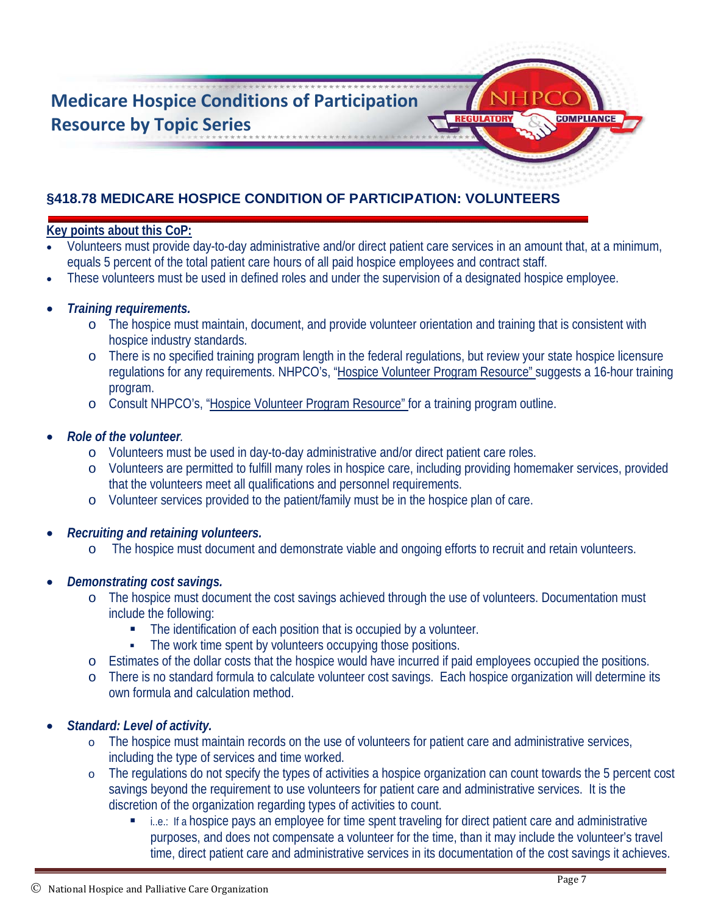## §418.78 MEDICARE HOSPICE CONDITION OF PARTICIPATION: VOLUNTEERS

**Key points about this CoP:**

- Volunteers must provide day-to-day administrative and/or direct patient care services in an amount that, at a minimum, equals 5 percent of the total patient care hours of all paid hospice employees and contract staff.
- These volunteers must be used in defined roles and under the supervision of a designated hospice employee.

- ***Training requirements.***
  - The hospice must maintain, document, and provide volunteer orientation and training that is consistent with hospice industry standards.
  - There is no specified training program length in the federal regulations, but review your state hospice licensure regulations for any requirements. NHPCO's, "Hospice Volunteer Program Resource" suggests a 16-hour training program.
  - Consult NHPCO's, "Hospice Volunteer Program Resource" for a training program outline.

- ***Role of the volunteer.***
  - Volunteers must be used in day-to-day administrative and/or direct patient care roles.
  - Volunteers are permitted to fulfill many roles in hospice care, including providing homemaker services, provided that the volunteers meet all qualifications and personnel requirements.
  - Volunteer services provided to the patient/family must be in the hospice plan of care.

- ***Recruiting and retaining volunteers.***
  - The hospice must document and demonstrate viable and ongoing efforts to recruit and retain volunteers.

- ***Demonstrating cost savings.***
  - The hospice must document the cost savings achieved through the use of volunteers. Documentation must include the following:
    - The identification of each position that is occupied by a volunteer.
    - The work time spent by volunteers occupying those positions.
  - Estimates of the dollar costs that the hospice would have incurred if paid employees occupied the positions.
  - There is no standard formula to calculate volunteer cost savings. Each hospice organization will determine its own formula and calculation method.

- ***Standard: Level of activity.***
  - The hospice must maintain records on the use of volunteers for patient care and administrative services, including the type of services and time worked.
  - The regulations do not specify the types of activities a hospice organization can count towards the 5 percent cost savings beyond the requirement to use volunteers for patient care and administrative services. It is the discretion of the organization regarding types of activities to count.
    - i..e.: If a hospice pays an employee for time spent traveling for direct patient care and administrative purposes, and does not compensate a volunteer for the time, than it may include the volunteer's travel time, direct patient care and administrative services in its documentation of the cost savings it achieves.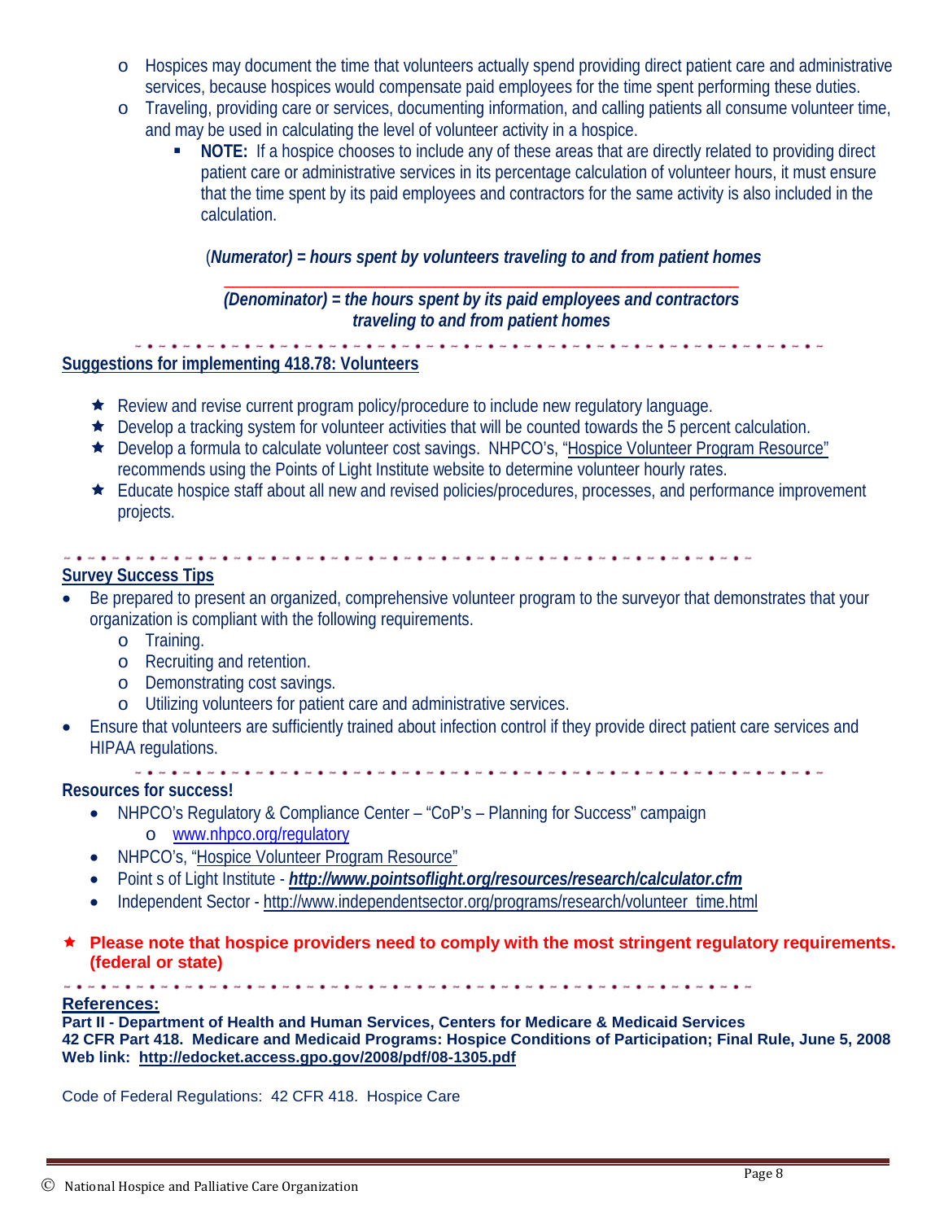- Hospices may document the time that volunteers actually spend providing direct patient care and administrative services, because hospices would compensate paid employees for the time spent performing these duties.
- Traveling, providing care or services, documenting information, and calling patients all consume volunteer time, and may be used in calculating the level of volunteer activity in a hospice.
  - **NOTE:** If a hospice chooses to include any of these areas that are directly related to providing direct patient care or administrative services in its percentage calculation of volunteer hours, it must ensure that the time spent by its paid employees and contractors for the same activity is also included in the calculation.

(***Numerator) = hours spent by volunteers traveling to and from patient homes***

***(Denominator) = the hours spent by its paid employees and contractors traveling to and from patient homes***

## Suggestions for implementing 418.78: Volunteers

- ★ Review and revise current program policy/procedure to include new regulatory language.
- ★ Develop a tracking system for volunteer activities that will be counted towards the 5 percent calculation.
- ★ Develop a formula to calculate volunteer cost savings. NHPCO's, "Hospice Volunteer Program Resource" recommends using the Points of Light Institute website to determine volunteer hourly rates.
- ★ Educate hospice staff about all new and revised policies/procedures, processes, and performance improvement projects.

## Survey Success Tips

- Be prepared to present an organized, comprehensive volunteer program to the surveyor that demonstrates that your organization is compliant with the following requirements.
  - Training.
  - Recruiting and retention.
  - Demonstrating cost savings.
  - Utilizing volunteers for patient care and administrative services.
- Ensure that volunteers are sufficiently trained about infection control if they provide direct patient care services and HIPAA regulations.

**Resources for success!**

- NHPCO's Regulatory & Compliance Center – "CoP's – Planning for Success" campaign
  - www.nhpco.org/regulatory
- NHPCO's, "Hospice Volunteer Program Resource"
- Point s of Light Institute - ***http://www.pointsoflight.org/resources/research/calculator.cfm***
- Independent Sector - http://www.independentsector.org/programs/research/volunteer_time.html

★ **Please note that hospice providers need to comply with the most stringent regulatory requirements. (federal or state)**

**References:**
**Part II - Department of Health and Human Services, Centers for Medicare & Medicaid Services**
**42 CFR Part 418. Medicare and Medicaid Programs: Hospice Conditions of Participation; Final Rule, June 5, 2008**
**Web link: http://edocket.access.gpo.gov/2008/pdf/08-1305.pdf**

Code of Federal Regulations: 42 CFR 418. Hospice Care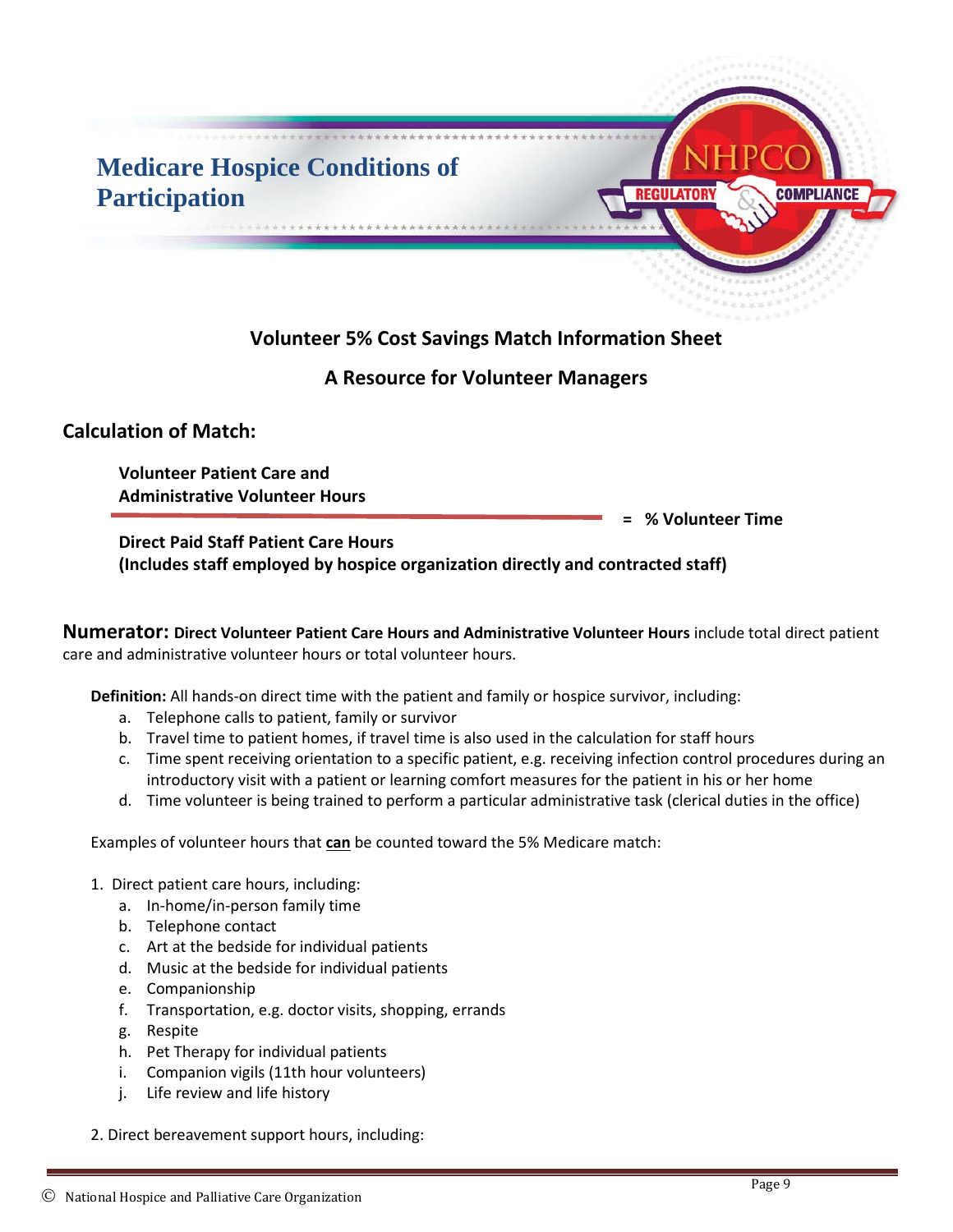# Medicare Hospice Conditions of Participation

## Volunteer 5% Cost Savings Match Information Sheet

## A Resource for Volunteer Managers

### Calculation of Match:

$$\frac{\text{Volunteer Patient Care and Administrative Volunteer Hours}}{\text{Direct Paid Staff Patient Care Hours (Includes staff employed by hospice organization directly and contracted staff)}} = \text{\% Volunteer Time}$$

**Numerator: Direct Volunteer Patient Care Hours and Administrative Volunteer Hours** include total direct patient care and administrative volunteer hours or total volunteer hours.

**Definition:** All hands-on direct time with the patient and family or hospice survivor, including:

a. Telephone calls to patient, family or survivor
b. Travel time to patient homes, if travel time is also used in the calculation for staff hours
c. Time spent receiving orientation to a specific patient, e.g. receiving infection control procedures during an introductory visit with a patient or learning comfort measures for the patient in his or her home
d. Time volunteer is being trained to perform a particular administrative task (clerical duties in the office)

Examples of volunteer hours that <u>**can**</u> be counted toward the 5% Medicare match:

1. Direct patient care hours, including:
   a. In-home/in-person family time
   b. Telephone contact
   c. Art at the bedside for individual patients
   d. Music at the bedside for individual patients
   e. Companionship
   f. Transportation, e.g. doctor visits, shopping, errands
   g. Respite
   h. Pet Therapy for individual patients
   i. Companion vigils (11th hour volunteers)
   j. Life review and life history

2. Direct bereavement support hours, including: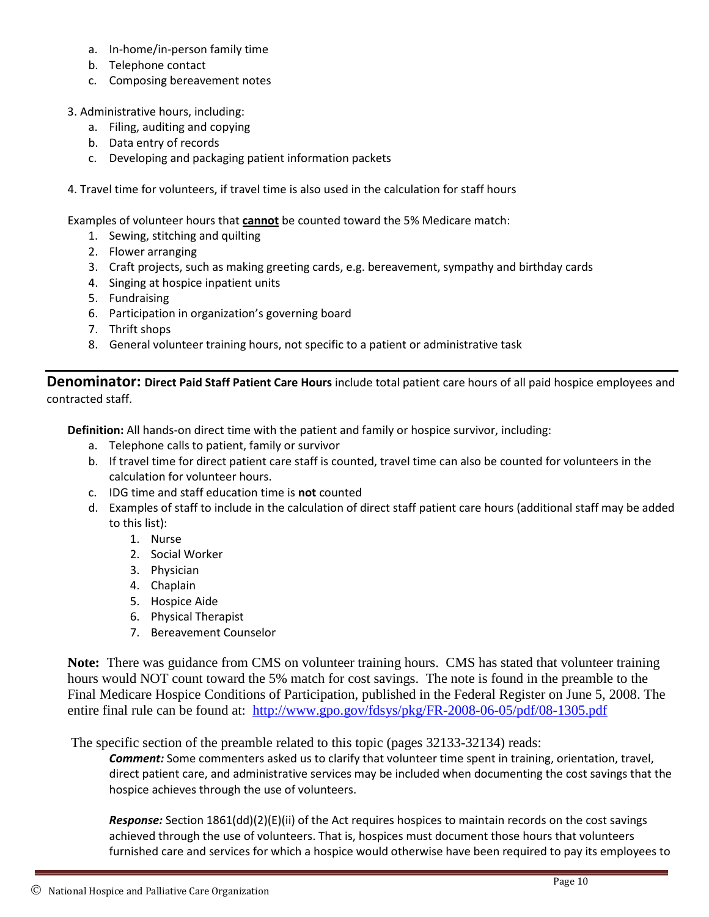a. In-home/in-person family time
   b. Telephone contact
   c. Composing bereavement notes

3. Administrative hours, including:
   a. Filing, auditing and copying
   b. Data entry of records
   c. Developing and packaging patient information packets

4. Travel time for volunteers, if travel time is also used in the calculation for staff hours

Examples of volunteer hours that **cannot** be counted toward the 5% Medicare match:

1. Sewing, stitching and quilting
2. Flower arranging
3. Craft projects, such as making greeting cards, e.g. bereavement, sympathy and birthday cards
4. Singing at hospice inpatient units
5. Fundraising
6. Participation in organization's governing board
7. Thrift shops
8. General volunteer training hours, not specific to a patient or administrative task

---

**Denominator: Direct Paid Staff Patient Care Hours** include total patient care hours of all paid hospice employees and contracted staff.

**Definition:** All hands-on direct time with the patient and family or hospice survivor, including:

a. Telephone calls to patient, family or survivor
b. If travel time for direct patient care staff is counted, travel time can also be counted for volunteers in the calculation for volunteer hours.
c. IDG time and staff education time is **not** counted
d. Examples of staff to include in the calculation of direct staff patient care hours (additional staff may be added to this list):
   1. Nurse
   2. Social Worker
   3. Physician
   4. Chaplain
   5. Hospice Aide
   6. Physical Therapist
   7. Bereavement Counselor

**Note:** There was guidance from CMS on volunteer training hours. CMS has stated that volunteer training hours would NOT count toward the 5% match for cost savings. The note is found in the preamble to the Final Medicare Hospice Conditions of Participation, published in the Federal Register on June 5, 2008. The entire final rule can be found at: http://www.gpo.gov/fdsys/pkg/FR-2008-06-05/pdf/08-1305.pdf

The specific section of the preamble related to this topic (pages 32133-32134) reads:

> ***Comment:*** Some commenters asked us to clarify that volunteer time spent in training, orientation, travel, direct patient care, and administrative services may be included when documenting the cost savings that the hospice achieves through the use of volunteers.
>
> ***Response:*** Section 1861(dd)(2)(E)(ii) of the Act requires hospices to maintain records on the cost savings achieved through the use of volunteers. That is, hospices must document those hours that volunteers furnished care and services for which a hospice would otherwise have been required to pay its employees to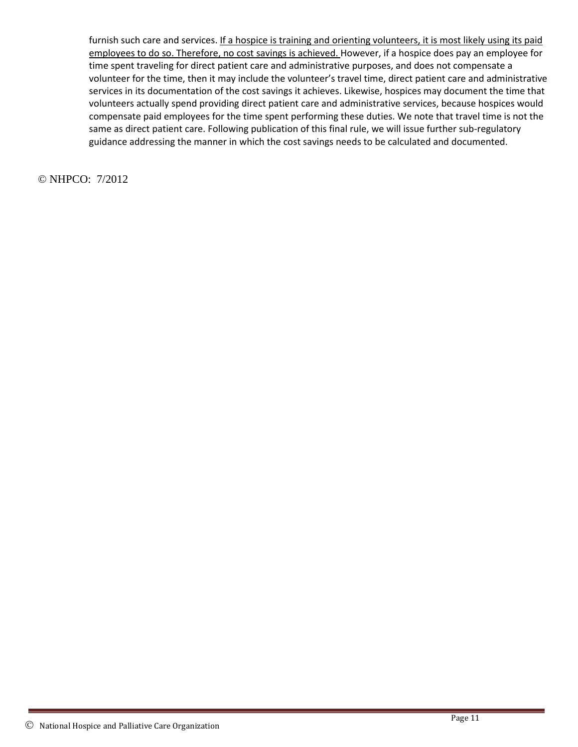furnish such care and services. <u>If a hospice is training and orienting volunteers, it is most likely using its paid employees to do so. Therefore, no cost savings is achieved.</u> However, if a hospice does pay an employee for time spent traveling for direct patient care and administrative purposes, and does not compensate a volunteer for the time, then it may include the volunteer's travel time, direct patient care and administrative services in its documentation of the cost savings it achieves. Likewise, hospices may document the time that volunteers actually spend providing direct patient care and administrative services, because hospices would compensate paid employees for the time spent performing these duties. We note that travel time is not the same as direct patient care. Following publication of this final rule, we will issue further sub-regulatory guidance addressing the manner in which the cost savings needs to be calculated and documented.

© NHPCO: 7/2012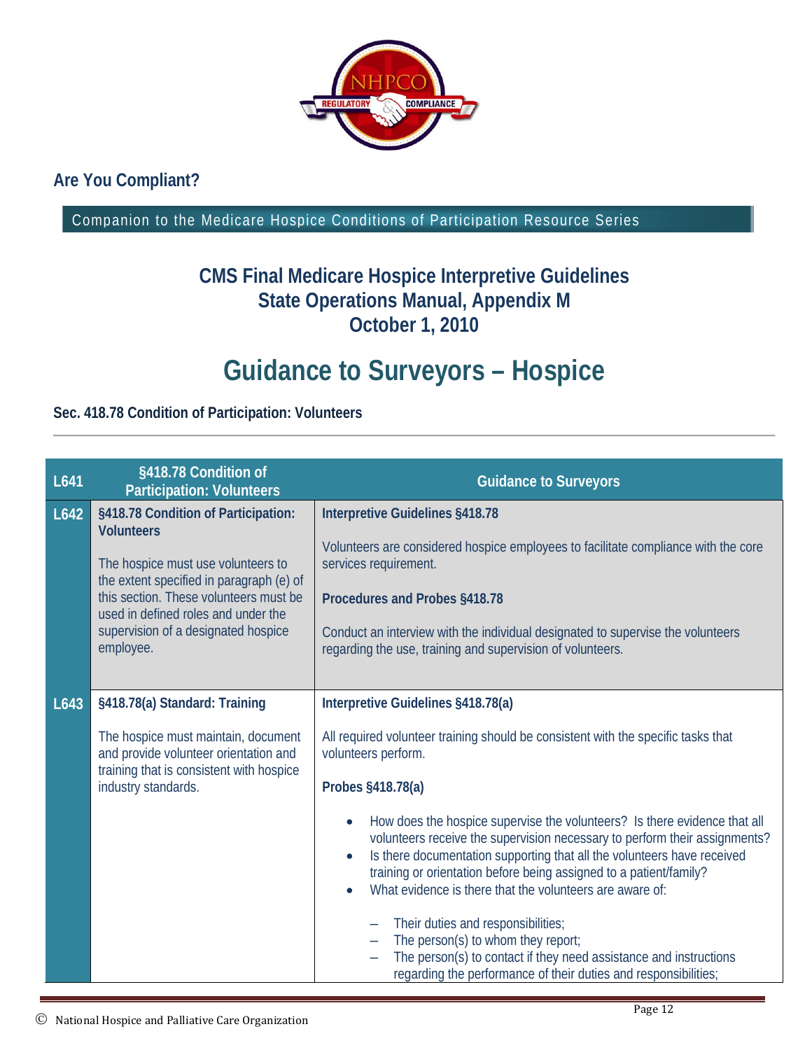**Are You Compliant?**

Companion to the Medicare Hospice Conditions of Participation Resource Series

## CMS Final Medicare Hospice Interpretive Guidelines
## State Operations Manual, Appendix M
## October 1, 2010

# Guidance to Surveyors – Hospice

**Sec. 418.78 Condition of Participation: Volunteers**

| L641 | §418.78 Condition of Participation: Volunteers | Guidance to Surveyors |
|---|---|---|
| L642 | **§418.78 Condition of Participation: Volunteers**<br><br>The hospice must use volunteers to the extent specified in paragraph (e) of this section. These volunteers must be used in defined roles and under the supervision of a designated hospice employee. | **Interpretive Guidelines §418.78**<br><br>Volunteers are considered hospice employees to facilitate compliance with the core services requirement.<br><br>**Procedures and Probes §418.78**<br><br>Conduct an interview with the individual designated to supervise the volunteers regarding the use, training and supervision of volunteers. |
| L643 | **§418.78(a) Standard: Training**<br><br>The hospice must maintain, document and provide volunteer orientation and training that is consistent with hospice industry standards. | **Interpretive Guidelines §418.78(a)**<br><br>All required volunteer training should be consistent with the specific tasks that volunteers perform.<br><br>**Probes §418.78(a)**<br><br>• How does the hospice supervise the volunteers? Is there evidence that all volunteers receive the supervision necessary to perform their assignments?<br>• Is there documentation supporting that all the volunteers have received training or orientation before being assigned to a patient/family?<br>• What evidence is there that the volunteers are aware of:<br><br>– Their duties and responsibilities;<br>– The person(s) to whom they report;<br>– The person(s) to contact if they need assistance and instructions regarding the performance of their duties and responsibilities; |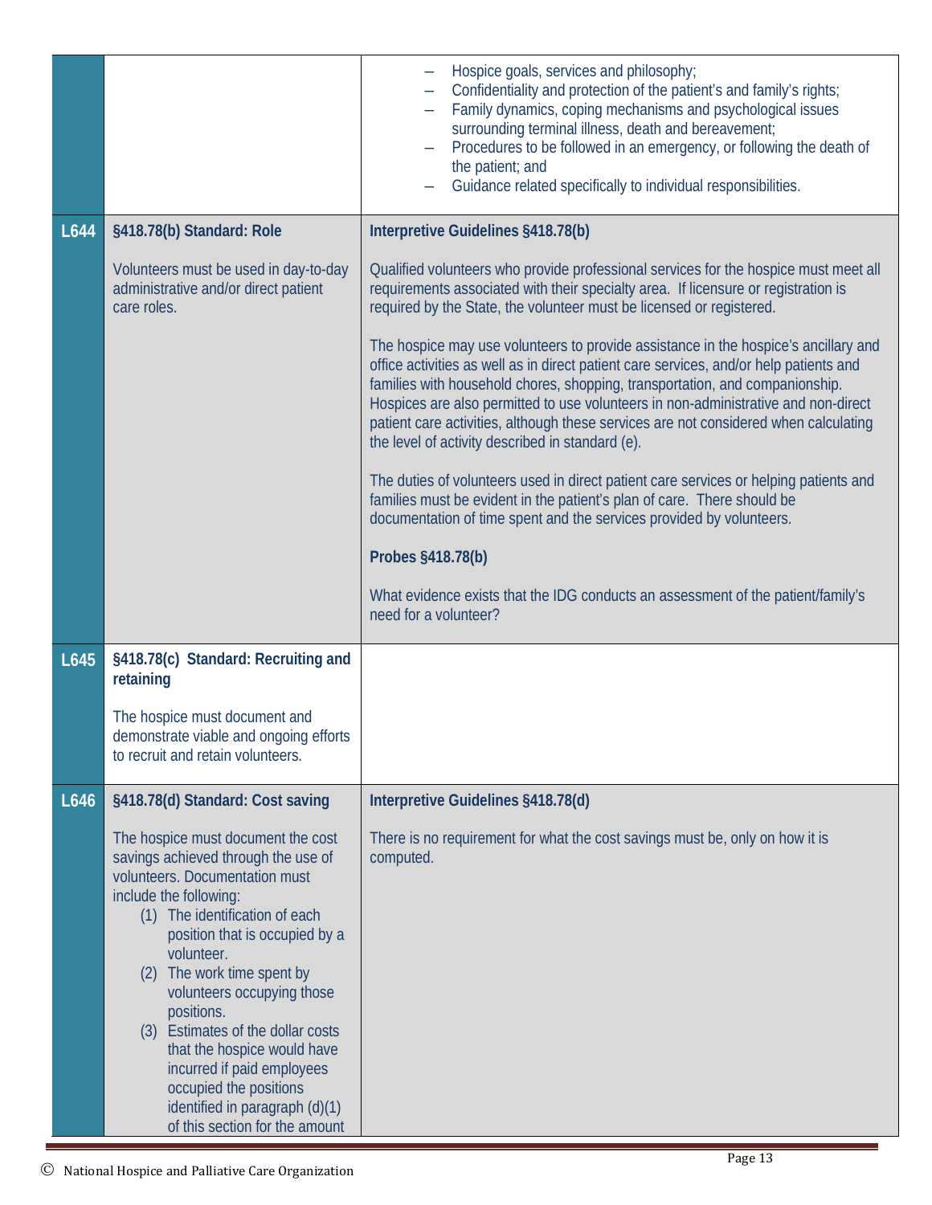| | | |
|---|---|---|
| | | – Hospice goals, services and philosophy;<br>– Confidentiality and protection of the patient's and family's rights;<br>– Family dynamics, coping mechanisms and psychological issues surrounding terminal illness, death and bereavement;<br>– Procedures to be followed in an emergency, or following the death of the patient; and<br>– Guidance related specifically to individual responsibilities. |
| **L644** | **§418.78(b) Standard: Role**<br><br>Volunteers must be used in day-to-day administrative and/or direct patient care roles. | **Interpretive Guidelines §418.78(b)**<br><br>Qualified volunteers who provide professional services for the hospice must meet all requirements associated with their specialty area. If licensure or registration is required by the State, the volunteer must be licensed or registered.<br><br>The hospice may use volunteers to provide assistance in the hospice's ancillary and office activities as well as in direct patient care services, and/or help patients and families with household chores, shopping, transportation, and companionship. Hospices are also permitted to use volunteers in non-administrative and non-direct patient care activities, although these services are not considered when calculating the level of activity described in standard (e).<br><br>The duties of volunteers used in direct patient care services or helping patients and families must be evident in the patient's plan of care. There should be documentation of time spent and the services provided by volunteers.<br><br>**Probes §418.78(b)**<br><br>What evidence exists that the IDG conducts an assessment of the patient/family's need for a volunteer? |
| **L645** | **§418.78(c) Standard: Recruiting and retaining**<br><br>The hospice must document and demonstrate viable and ongoing efforts to recruit and retain volunteers. | |
| **L646** | **§418.78(d) Standard: Cost saving**<br><br>The hospice must document the cost savings achieved through the use of volunteers. Documentation must include the following:<br>(1) The identification of each position that is occupied by a volunteer.<br>(2) The work time spent by volunteers occupying those positions.<br>(3) Estimates of the dollar costs that the hospice would have incurred if paid employees occupied the positions identified in paragraph (d)(1) of this section for the amount | **Interpretive Guidelines §418.78(d)**<br><br>There is no requirement for what the cost savings must be, only on how it is computed. |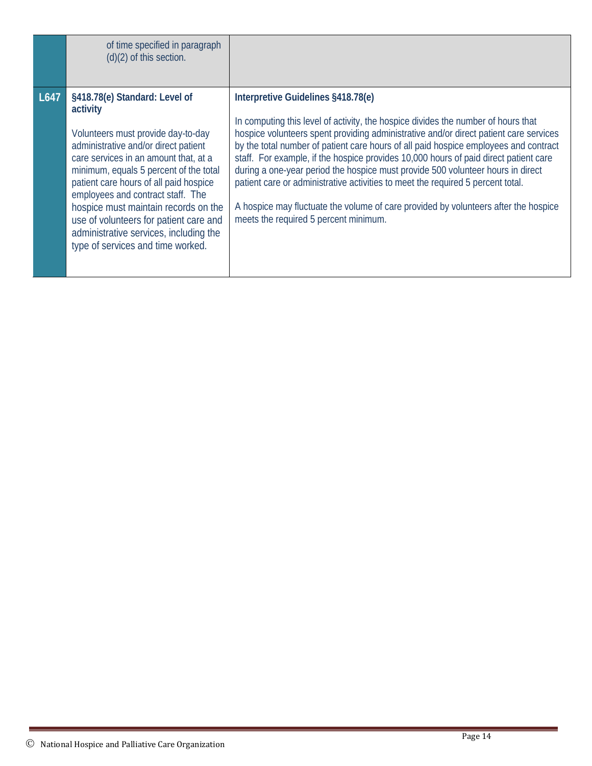| | | |
|---|---|---|
| | of time specified in paragraph (d)(2) of this section. | |
| **L647** | **§418.78(e) Standard: Level of activity**<br><br>Volunteers must provide day-to-day administrative and/or direct patient care services in an amount that, at a minimum, equals 5 percent of the total patient care hours of all paid hospice employees and contract staff. The hospice must maintain records on the use of volunteers for patient care and administrative services, including the type of services and time worked. | **Interpretive Guidelines §418.78(e)**<br><br>In computing this level of activity, the hospice divides the number of hours that hospice volunteers spent providing administrative and/or direct patient care services by the total number of patient care hours of all paid hospice employees and contract staff. For example, if the hospice provides 10,000 hours of paid direct patient care during a one-year period the hospice must provide 500 volunteer hours in direct patient care or administrative activities to meet the required 5 percent total.<br><br>A hospice may fluctuate the volume of care provided by volunteers after the hospice meets the required 5 percent minimum. |

© National Hospice and Palliative Care Organization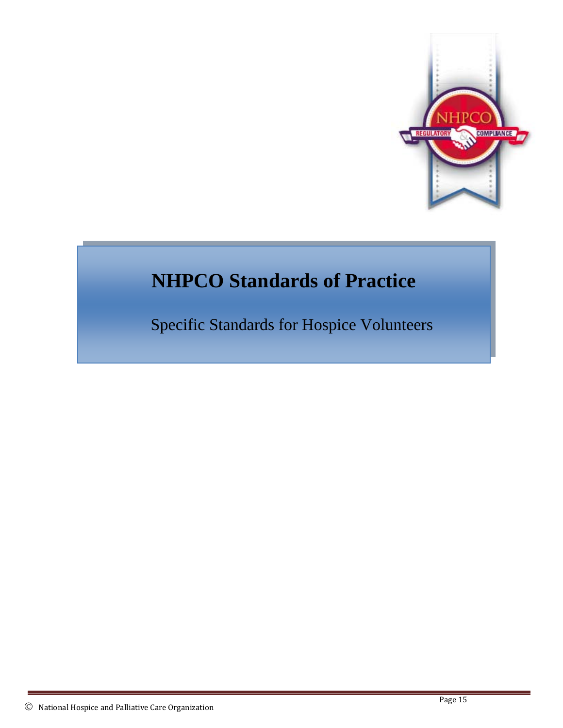# NHPCO Standards of Practice

Specific Standards for Hospice Volunteers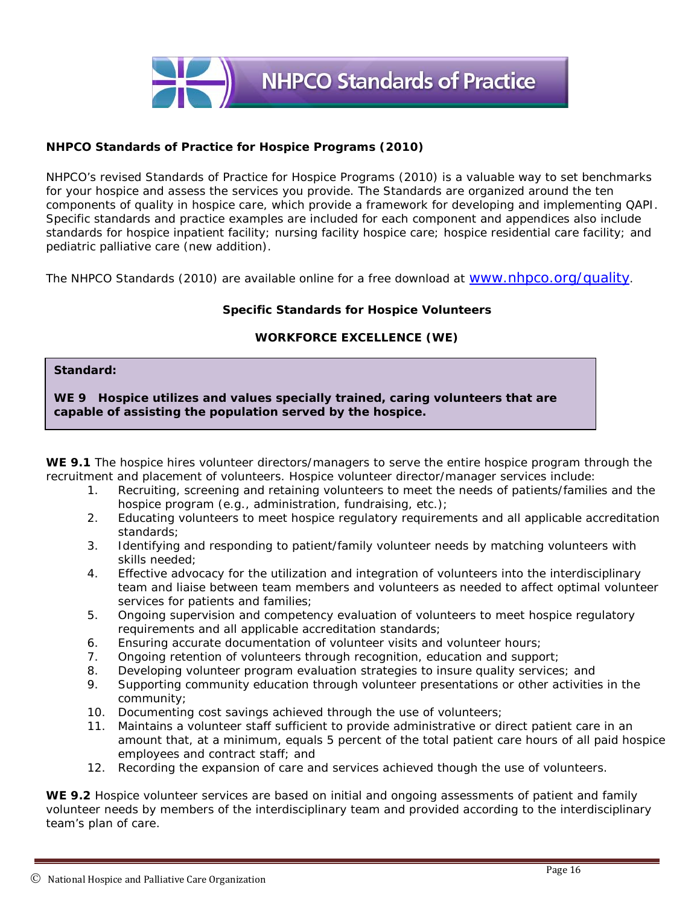# NHPCO Standards of Practice

**NHPCO Standards of Practice for Hospice Programs (2010)**

NHPCO's revised Standards of Practice for Hospice Programs (2010) is a valuable way to set benchmarks for your hospice and assess the services you provide. The Standards are organized around the ten components of quality in hospice care, which provide a framework for developing and implementing QAPI. Specific standards and practice examples are included for each component and appendices also include standards for hospice inpatient facility; nursing facility hospice care; hospice residential care facility; and pediatric palliative care (new addition).

The NHPCO Standards (2010) are available online for a free download at www.nhpco.org/quality.

## Specific Standards for Hospice Volunteers

### WORKFORCE EXCELLENCE (WE)

> **Standard:**
>
> **WE 9 Hospice utilizes and values specially trained, caring volunteers that are capable of assisting the population served by the hospice.**

**WE 9.1** The hospice hires volunteer directors/managers to serve the entire hospice program through the recruitment and placement of volunteers. Hospice volunteer director/manager services include:

1. Recruiting, screening and retaining volunteers to meet the needs of patients/families and the hospice program (e.g., administration, fundraising, etc.);
2. Educating volunteers to meet hospice regulatory requirements and all applicable accreditation standards;
3. Identifying and responding to patient/family volunteer needs by matching volunteers with skills needed;
4. Effective advocacy for the utilization and integration of volunteers into the interdisciplinary team and liaise between team members and volunteers as needed to affect optimal volunteer services for patients and families;
5. Ongoing supervision and competency evaluation of volunteers to meet hospice regulatory requirements and all applicable accreditation standards;
6. Ensuring accurate documentation of volunteer visits and volunteer hours;
7. Ongoing retention of volunteers through recognition, education and support;
8. Developing volunteer program evaluation strategies to insure quality services; and
9. Supporting community education through volunteer presentations or other activities in the community;
10. Documenting cost savings achieved through the use of volunteers;
11. Maintains a volunteer staff sufficient to provide administrative or direct patient care in an amount that, at a minimum, equals 5 percent of the total patient care hours of all paid hospice employees and contract staff; and
12. Recording the expansion of care and services achieved though the use of volunteers.

**WE 9.2** Hospice volunteer services are based on initial and ongoing assessments of patient and family volunteer needs by members of the interdisciplinary team and provided according to the interdisciplinary team's plan of care.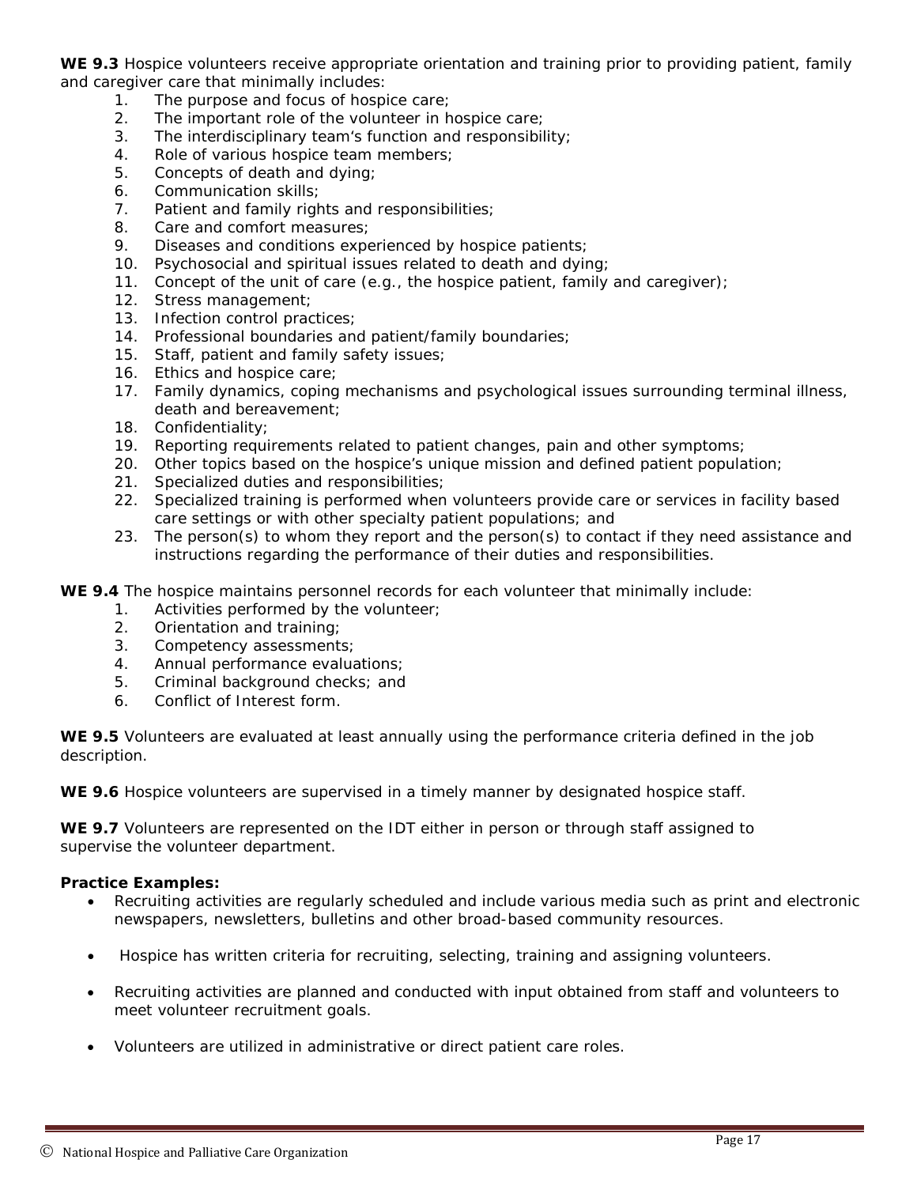**WE 9.3** Hospice volunteers receive appropriate orientation and training prior to providing patient, family and caregiver care that minimally includes:

1. The purpose and focus of hospice care;
2. The important role of the volunteer in hospice care;
3. The interdisciplinary team's function and responsibility;
4. Role of various hospice team members;
5. Concepts of death and dying;
6. Communication skills;
7. Patient and family rights and responsibilities;
8. Care and comfort measures;
9. Diseases and conditions experienced by hospice patients;
10. Psychosocial and spiritual issues related to death and dying;
11. Concept of the unit of care (e.g., the hospice patient, family and caregiver);
12. Stress management;
13. Infection control practices;
14. Professional boundaries and patient/family boundaries;
15. Staff, patient and family safety issues;
16. Ethics and hospice care;
17. Family dynamics, coping mechanisms and psychological issues surrounding terminal illness, death and bereavement;
18. Confidentiality;
19. Reporting requirements related to patient changes, pain and other symptoms;
20. Other topics based on the hospice's unique mission and defined patient population;
21. Specialized duties and responsibilities;
22. Specialized training is performed when volunteers provide care or services in facility based care settings or with other specialty patient populations; and
23. The person(s) to whom they report and the person(s) to contact if they need assistance and instructions regarding the performance of their duties and responsibilities.

**WE 9.4** The hospice maintains personnel records for each volunteer that minimally include:

1. Activities performed by the volunteer;
2. Orientation and training;
3. Competency assessments;
4. Annual performance evaluations;
5. Criminal background checks; and
6. Conflict of Interest form.

**WE 9.5** Volunteers are evaluated at least annually using the performance criteria defined in the job description.

**WE 9.6** Hospice volunteers are supervised in a timely manner by designated hospice staff.

**WE 9.7** Volunteers are represented on the IDT either in person or through staff assigned to supervise the volunteer department.

**Practice Examples:**

- Recruiting activities are regularly scheduled and include various media such as print and electronic newspapers, newsletters, bulletins and other broad-based community resources.
- Hospice has written criteria for recruiting, selecting, training and assigning volunteers.
- Recruiting activities are planned and conducted with input obtained from staff and volunteers to meet volunteer recruitment goals.
- Volunteers are utilized in administrative or direct patient care roles.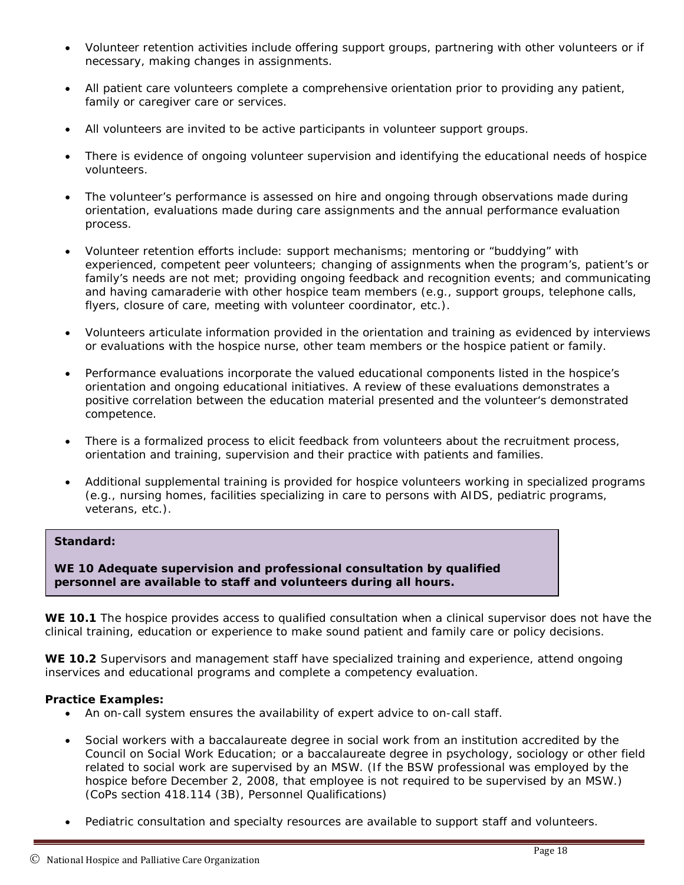- Volunteer retention activities include offering support groups, partnering with other volunteers or if necessary, making changes in assignments.
- All patient care volunteers complete a comprehensive orientation prior to providing any patient, family or caregiver care or services.
- All volunteers are invited to be active participants in volunteer support groups.
- There is evidence of ongoing volunteer supervision and identifying the educational needs of hospice volunteers.
- The volunteer's performance is assessed on hire and ongoing through observations made during orientation, evaluations made during care assignments and the annual performance evaluation process.
- Volunteer retention efforts include: support mechanisms; mentoring or "buddying" with experienced, competent peer volunteers; changing of assignments when the program's, patient's or family's needs are not met; providing ongoing feedback and recognition events; and communicating and having camaraderie with other hospice team members (e.g., support groups, telephone calls, flyers, closure of care, meeting with volunteer coordinator, etc.).
- Volunteers articulate information provided in the orientation and training as evidenced by interviews or evaluations with the hospice nurse, other team members or the hospice patient or family.
- Performance evaluations incorporate the valued educational components listed in the hospice's orientation and ongoing educational initiatives. A review of these evaluations demonstrates a positive correlation between the education material presented and the volunteer's demonstrated competence.
- There is a formalized process to elicit feedback from volunteers about the recruitment process, orientation and training, supervision and their practice with patients and families.
- Additional supplemental training is provided for hospice volunteers working in specialized programs (e.g., nursing homes, facilities specializing in care to persons with AIDS, pediatric programs, veterans, etc.).

**Standard:**

**WE 10 Adequate supervision and professional consultation by qualified personnel are available to staff and volunteers during all hours.**

**WE 10.1** The hospice provides access to qualified consultation when a clinical supervisor does not have the clinical training, education or experience to make sound patient and family care or policy decisions.

**WE 10.2** Supervisors and management staff have specialized training and experience, attend ongoing inservices and educational programs and complete a competency evaluation.

**Practice Examples:**

- An on-call system ensures the availability of expert advice to on-call staff.
- Social workers with a baccalaureate degree in social work from an institution accredited by the Council on Social Work Education; or a baccalaureate degree in psychology, sociology or other field related to social work are supervised by an MSW. (If the BSW professional was employed by the hospice before December 2, 2008, that employee is not required to be supervised by an MSW.) (CoPs section 418.114 (3B), Personnel Qualifications)
- Pediatric consultation and specialty resources are available to support staff and volunteers.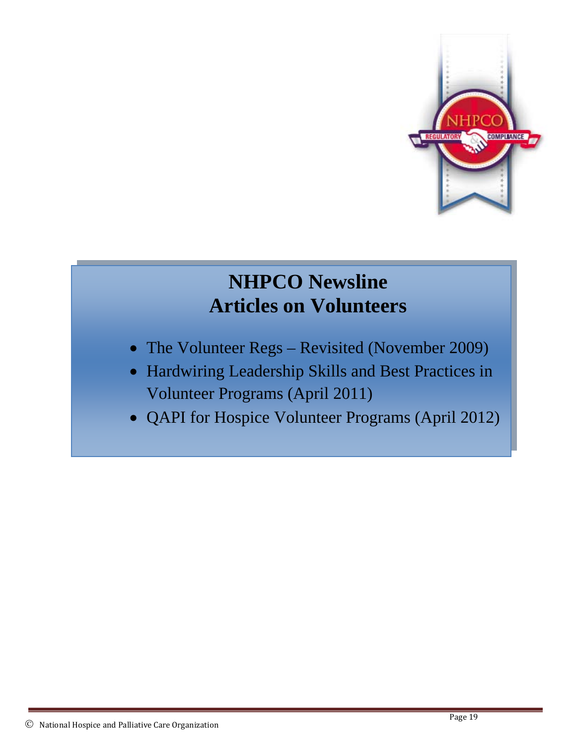# NHPCO Newsline
# Articles on Volunteers

- The Volunteer Regs – Revisited (November 2009)
- Hardwiring Leadership Skills and Best Practices in Volunteer Programs (April 2011)
- QAPI for Hospice Volunteer Programs (April 2012)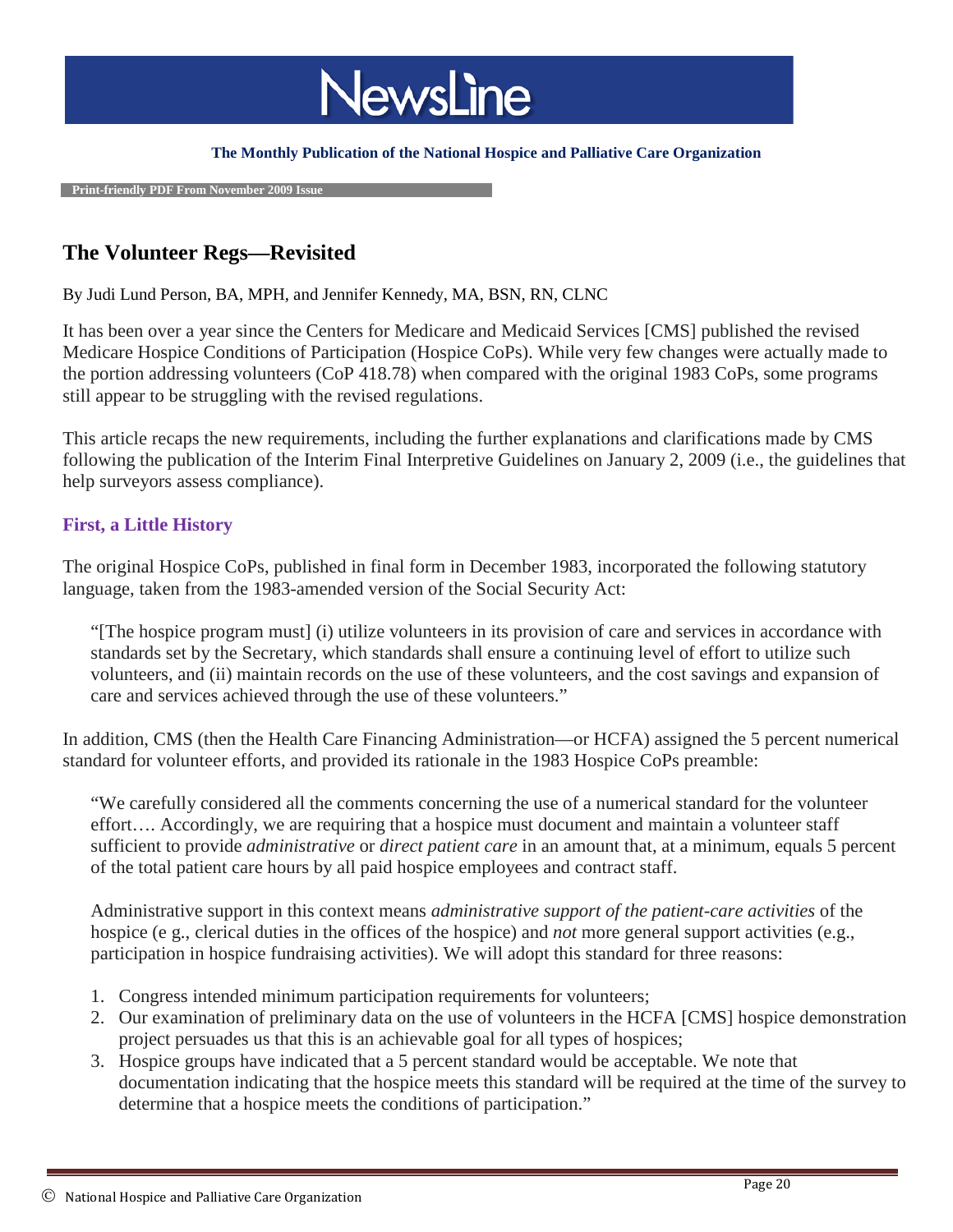# The Volunteer Regs—Revisited

By Judi Lund Person, BA, MPH, and Jennifer Kennedy, MA, BSN, RN, CLNC

It has been over a year since the Centers for Medicare and Medicaid Services [CMS] published the revised Medicare Hospice Conditions of Participation (Hospice CoPs). While very few changes were actually made to the portion addressing volunteers (CoP 418.78) when compared with the original 1983 CoPs, some programs still appear to be struggling with the revised regulations.

This article recaps the new requirements, including the further explanations and clarifications made by CMS following the publication of the Interim Final Interpretive Guidelines on January 2, 2009 (i.e., the guidelines that help surveyors assess compliance).

## First, a Little History

The original Hospice CoPs, published in final form in December 1983, incorporated the following statutory language, taken from the 1983-amended version of the Social Security Act:

> "[The hospice program must] (i) utilize volunteers in its provision of care and services in accordance with standards set by the Secretary, which standards shall ensure a continuing level of effort to utilize such volunteers, and (ii) maintain records on the use of these volunteers, and the cost savings and expansion of care and services achieved through the use of these volunteers."

In addition, CMS (then the Health Care Financing Administration—or HCFA) assigned the 5 percent numerical standard for volunteer efforts, and provided its rationale in the 1983 Hospice CoPs preamble:

> "We carefully considered all the comments concerning the use of a numerical standard for the volunteer effort…. Accordingly, we are requiring that a hospice must document and maintain a volunteer staff sufficient to provide *administrative* or *direct patient care* in an amount that, at a minimum, equals 5 percent of the total patient care hours by all paid hospice employees and contract staff.
>
> Administrative support in this context means *administrative support of the patient-care activities* of the hospice (e g., clerical duties in the offices of the hospice) and *not* more general support activities (e.g., participation in hospice fundraising activities). We will adopt this standard for three reasons:
>
> 1. Congress intended minimum participation requirements for volunteers;
> 2. Our examination of preliminary data on the use of volunteers in the HCFA [CMS] hospice demonstration project persuades us that this is an achievable goal for all types of hospices;
> 3. Hospice groups have indicated that a 5 percent standard would be acceptable. We note that documentation indicating that the hospice meets this standard will be required at the time of the survey to determine that a hospice meets the conditions of participation."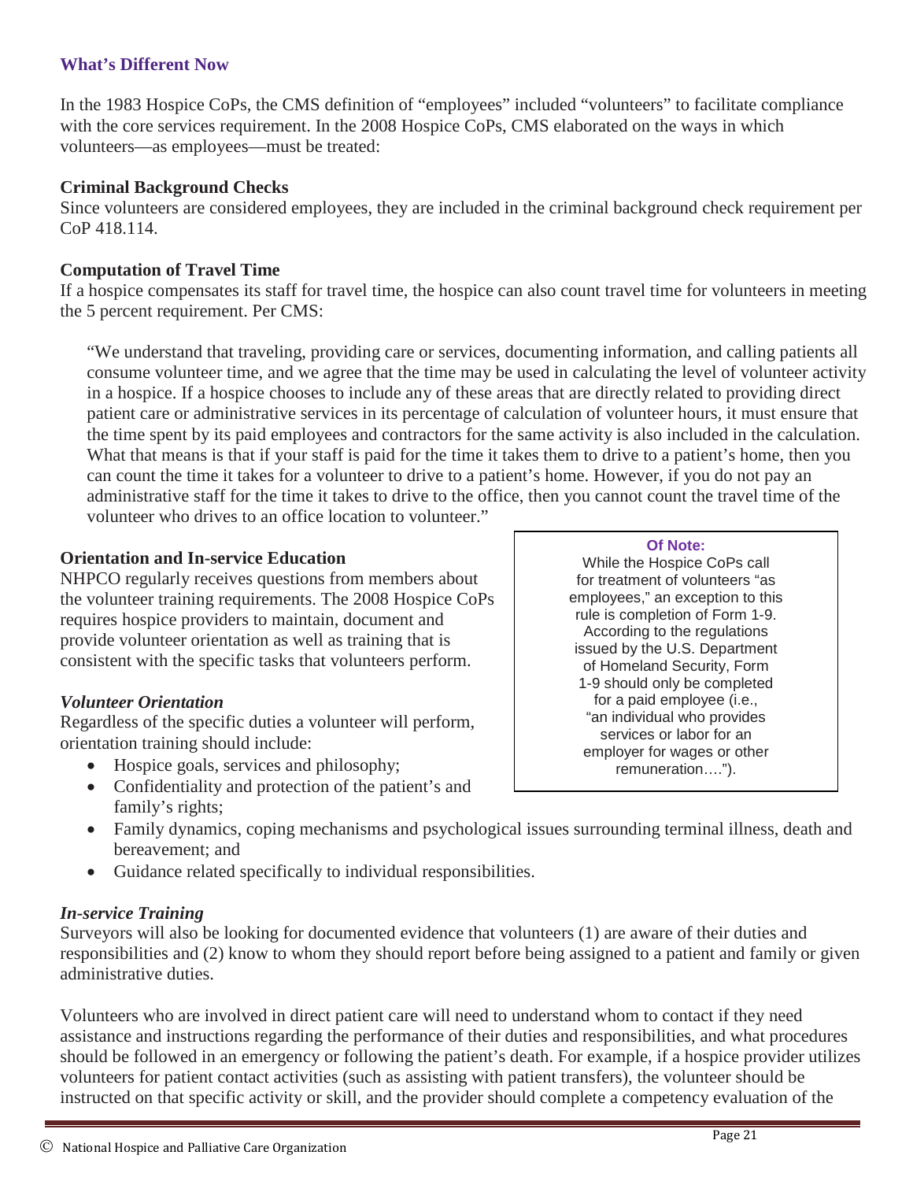### What's Different Now

In the 1983 Hospice CoPs, the CMS definition of "employees" included "volunteers" to facilitate compliance with the core services requirement. In the 2008 Hospice CoPs, CMS elaborated on the ways in which volunteers—as employees—must be treated:

**Criminal Background Checks**
Since volunteers are considered employees, they are included in the criminal background check requirement per CoP 418.114.

**Computation of Travel Time**
If a hospice compensates its staff for travel time, the hospice can also count travel time for volunteers in meeting the 5 percent requirement. Per CMS:

> "We understand that traveling, providing care or services, documenting information, and calling patients all consume volunteer time, and we agree that the time may be used in calculating the level of volunteer activity in a hospice. If a hospice chooses to include any of these areas that are directly related to providing direct patient care or administrative services in its percentage of calculation of volunteer hours, it must ensure that the time spent by its paid employees and contractors for the same activity is also included in the calculation. What that means is that if your staff is paid for the time it takes them to drive to a patient's home, then you can count the time it takes for a volunteer to drive to a patient's home. However, if you do not pay an administrative staff for the time it takes to drive to the office, then you cannot count the travel time of the volunteer who drives to an office location to volunteer."

**Orientation and In-service Education**
NHPCO regularly receives questions from members about the volunteer training requirements. The 2008 Hospice CoPs requires hospice providers to maintain, document and provide volunteer orientation as well as training that is consistent with the specific tasks that volunteers perform.

> **Of Note:**
> While the Hospice CoPs call for treatment of volunteers "as employees," an exception to this rule is completion of Form 1-9. According to the regulations issued by the U.S. Department of Homeland Security, Form 1-9 should only be completed for a paid employee (i.e., "an individual who provides services or labor for an employer for wages or other remuneration….").

***Volunteer Orientation***
Regardless of the specific duties a volunteer will perform, orientation training should include:

- Hospice goals, services and philosophy;
- Confidentiality and protection of the patient's and family's rights;
- Family dynamics, coping mechanisms and psychological issues surrounding terminal illness, death and bereavement; and
- Guidance related specifically to individual responsibilities.

***In-service Training***
Surveyors will also be looking for documented evidence that volunteers (1) are aware of their duties and responsibilities and (2) know to whom they should report before being assigned to a patient and family or given administrative duties.

Volunteers who are involved in direct patient care will need to understand whom to contact if they need assistance and instructions regarding the performance of their duties and responsibilities, and what procedures should be followed in an emergency or following the patient's death. For example, if a hospice provider utilizes volunteers for patient contact activities (such as assisting with patient transfers), the volunteer should be instructed on that specific activity or skill, and the provider should complete a competency evaluation of the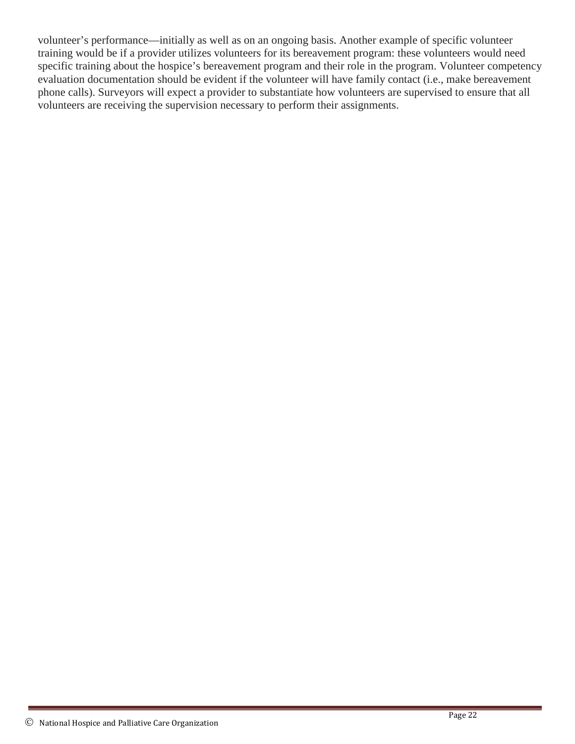volunteer's performance—initially as well as on an ongoing basis. Another example of specific volunteer training would be if a provider utilizes volunteers for its bereavement program: these volunteers would need specific training about the hospice's bereavement program and their role in the program. Volunteer competency evaluation documentation should be evident if the volunteer will have family contact (i.e., make bereavement phone calls). Surveyors will expect a provider to substantiate how volunteers are supervised to ensure that all volunteers are receiving the supervision necessary to perform their assignments.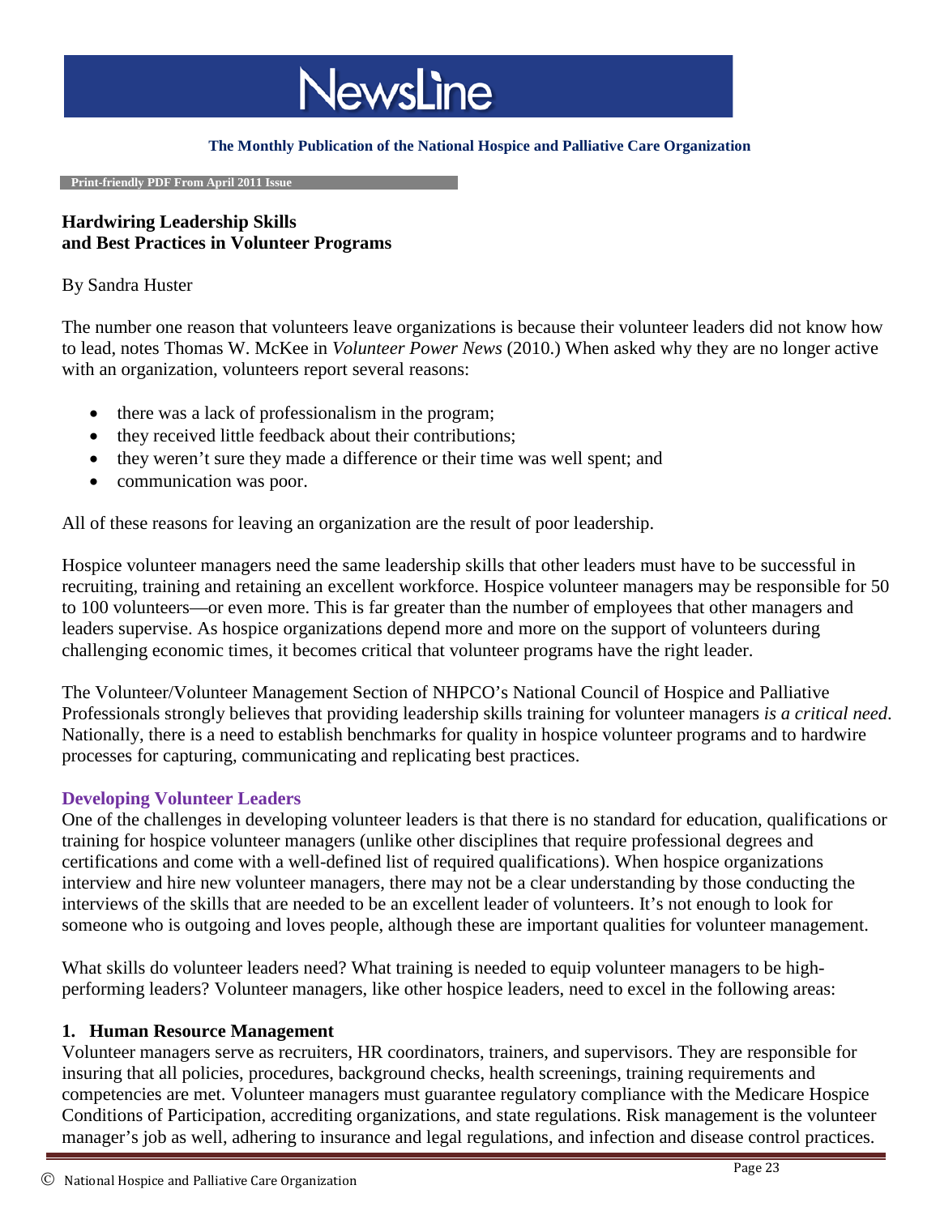# NewsLine

**The Monthly Publication of the National Hospice and Palliative Care Organization**

**Print-friendly PDF From April 2011 Issue**

## Hardwiring Leadership Skills and Best Practices in Volunteer Programs

By Sandra Huster

The number one reason that volunteers leave organizations is because their volunteer leaders did not know how to lead, notes Thomas W. McKee in *Volunteer Power News* (2010.) When asked why they are no longer active with an organization, volunteers report several reasons:

- there was a lack of professionalism in the program;
- they received little feedback about their contributions;
- they weren't sure they made a difference or their time was well spent; and
- communication was poor.

All of these reasons for leaving an organization are the result of poor leadership.

Hospice volunteer managers need the same leadership skills that other leaders must have to be successful in recruiting, training and retaining an excellent workforce. Hospice volunteer managers may be responsible for 50 to 100 volunteers—or even more. This is far greater than the number of employees that other managers and leaders supervise. As hospice organizations depend more and more on the support of volunteers during challenging economic times, it becomes critical that volunteer programs have the right leader.

The Volunteer/Volunteer Management Section of NHPCO's National Council of Hospice and Palliative Professionals strongly believes that providing leadership skills training for volunteer managers *is a critical need*. Nationally, there is a need to establish benchmarks for quality in hospice volunteer programs and to hardwire processes for capturing, communicating and replicating best practices.

### Developing Volunteer Leaders

One of the challenges in developing volunteer leaders is that there is no standard for education, qualifications or training for hospice volunteer managers (unlike other disciplines that require professional degrees and certifications and come with a well-defined list of required qualifications). When hospice organizations interview and hire new volunteer managers, there may not be a clear understanding by those conducting the interviews of the skills that are needed to be an excellent leader of volunteers. It's not enough to look for someone who is outgoing and loves people, although these are important qualities for volunteer management.

What skills do volunteer leaders need? What training is needed to equip volunteer managers to be high-performing leaders? Volunteer managers, like other hospice leaders, need to excel in the following areas:

**1. Human Resource Management**

Volunteer managers serve as recruiters, HR coordinators, trainers, and supervisors. They are responsible for insuring that all policies, procedures, background checks, health screenings, training requirements and competencies are met. Volunteer managers must guarantee regulatory compliance with the Medicare Hospice Conditions of Participation, accrediting organizations, and state regulations. Risk management is the volunteer manager's job as well, adhering to insurance and legal regulations, and infection and disease control practices.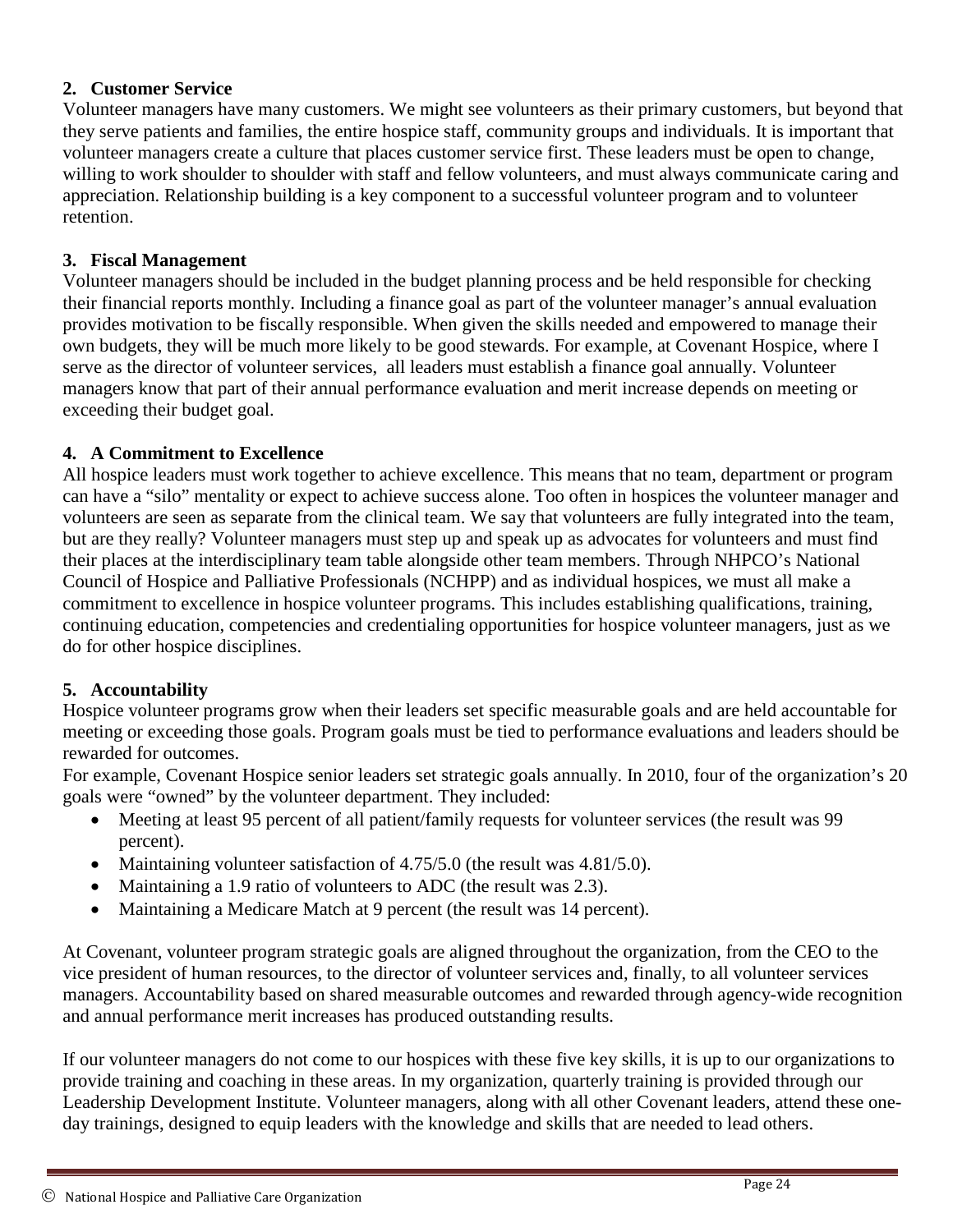**2. Customer Service**

Volunteer managers have many customers. We might see volunteers as their primary customers, but beyond that they serve patients and families, the entire hospice staff, community groups and individuals. It is important that volunteer managers create a culture that places customer service first. These leaders must be open to change, willing to work shoulder to shoulder with staff and fellow volunteers, and must always communicate caring and appreciation. Relationship building is a key component to a successful volunteer program and to volunteer retention.

**3. Fiscal Management**

Volunteer managers should be included in the budget planning process and be held responsible for checking their financial reports monthly. Including a finance goal as part of the volunteer manager's annual evaluation provides motivation to be fiscally responsible. When given the skills needed and empowered to manage their own budgets, they will be much more likely to be good stewards. For example, at Covenant Hospice, where I serve as the director of volunteer services, all leaders must establish a finance goal annually. Volunteer managers know that part of their annual performance evaluation and merit increase depends on meeting or exceeding their budget goal.

**4. A Commitment to Excellence**

All hospice leaders must work together to achieve excellence. This means that no team, department or program can have a "silo" mentality or expect to achieve success alone. Too often in hospices the volunteer manager and volunteers are seen as separate from the clinical team. We say that volunteers are fully integrated into the team, but are they really? Volunteer managers must step up and speak up as advocates for volunteers and must find their places at the interdisciplinary team table alongside other team members. Through NHPCO's National Council of Hospice and Palliative Professionals (NCHPP) and as individual hospices, we must all make a commitment to excellence in hospice volunteer programs. This includes establishing qualifications, training, continuing education, competencies and credentialing opportunities for hospice volunteer managers, just as we do for other hospice disciplines.

**5. Accountability**

Hospice volunteer programs grow when their leaders set specific measurable goals and are held accountable for meeting or exceeding those goals. Program goals must be tied to performance evaluations and leaders should be rewarded for outcomes.

For example, Covenant Hospice senior leaders set strategic goals annually. In 2010, four of the organization's 20 goals were "owned" by the volunteer department. They included:

- Meeting at least 95 percent of all patient/family requests for volunteer services (the result was 99 percent).
- Maintaining volunteer satisfaction of 4.75/5.0 (the result was 4.81/5.0).
- Maintaining a 1.9 ratio of volunteers to ADC (the result was 2.3).
- Maintaining a Medicare Match at 9 percent (the result was 14 percent).

At Covenant, volunteer program strategic goals are aligned throughout the organization, from the CEO to the vice president of human resources, to the director of volunteer services and, finally, to all volunteer services managers. Accountability based on shared measurable outcomes and rewarded through agency-wide recognition and annual performance merit increases has produced outstanding results.

If our volunteer managers do not come to our hospices with these five key skills, it is up to our organizations to provide training and coaching in these areas. In my organization, quarterly training is provided through our Leadership Development Institute. Volunteer managers, along with all other Covenant leaders, attend these one-day trainings, designed to equip leaders with the knowledge and skills that are needed to lead others.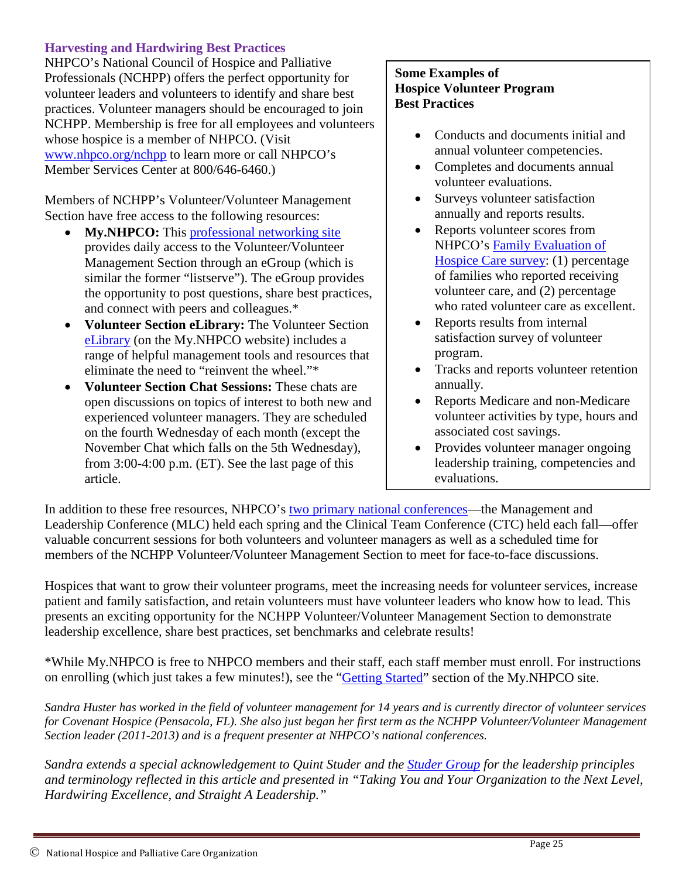## Harvesting and Hardwiring Best Practices

NHPCO's National Council of Hospice and Palliative Professionals (NCHPP) offers the perfect opportunity for volunteer leaders and volunteers to identify and share best practices. Volunteer managers should be encouraged to join NCHPP. Membership is free for all employees and volunteers whose hospice is a member of NHPCO. (Visit www.nhpco.org/nchpp to learn more or call NHPCO's Member Services Center at 800/646-6460.)

Members of NCHPP's Volunteer/Volunteer Management Section have free access to the following resources:

- **My.NHPCO:** This professional networking site provides daily access to the Volunteer/Volunteer Management Section through an eGroup (which is similar the former "listserve"). The eGroup provides the opportunity to post questions, share best practices, and connect with peers and colleagues.*
- **Volunteer Section eLibrary:** The Volunteer Section eLibrary (on the My.NHPCO website) includes a range of helpful management tools and resources that eliminate the need to "reinvent the wheel."*
- **Volunteer Section Chat Sessions:** These chats are open discussions on topics of interest to both new and experienced volunteer managers. They are scheduled on the fourth Wednesday of each month (except the November Chat which falls on the 5th Wednesday), from 3:00-4:00 p.m. (ET). See the last page of this article.

**Some Examples of Hospice Volunteer Program Best Practices**

- Conducts and documents initial and annual volunteer competencies.
- Completes and documents annual volunteer evaluations.
- Surveys volunteer satisfaction annually and reports results.
- Reports volunteer scores from NHPCO's Family Evaluation of Hospice Care survey: (1) percentage of families who reported receiving volunteer care, and (2) percentage who rated volunteer care as excellent.
- Reports results from internal satisfaction survey of volunteer program.
- Tracks and reports volunteer retention annually.
- Reports Medicare and non-Medicare volunteer activities by type, hours and associated cost savings.
- Provides volunteer manager ongoing leadership training, competencies and evaluations.

In addition to these free resources, NHPCO's two primary national conferences—the Management and Leadership Conference (MLC) held each spring and the Clinical Team Conference (CTC) held each fall—offer valuable concurrent sessions for both volunteers and volunteer managers as well as a scheduled time for members of the NCHPP Volunteer/Volunteer Management Section to meet for face-to-face discussions.

Hospices that want to grow their volunteer programs, meet the increasing needs for volunteer services, increase patient and family satisfaction, and retain volunteers must have volunteer leaders who know how to lead. This presents an exciting opportunity for the NCHPP Volunteer/Volunteer Management Section to demonstrate leadership excellence, share best practices, set benchmarks and celebrate results!

*While My.NHPCO is free to NHPCO members and their staff, each staff member must enroll. For instructions on enrolling (which just takes a few minutes!), see the "Getting Started" section of the My.NHPCO site.

*Sandra Huster has worked in the field of volunteer management for 14 years and is currently director of volunteer services for Covenant Hospice (Pensacola, FL). She also just began her first term as the NCHPP Volunteer/Volunteer Management Section leader (2011-2013) and is a frequent presenter at NHPCO's national conferences.*

*Sandra extends a special acknowledgement to Quint Studer and the Studer Group for the leadership principles and terminology reflected in this article and presented in "Taking You and Your Organization to the Next Level, Hardwiring Excellence, and Straight A Leadership."*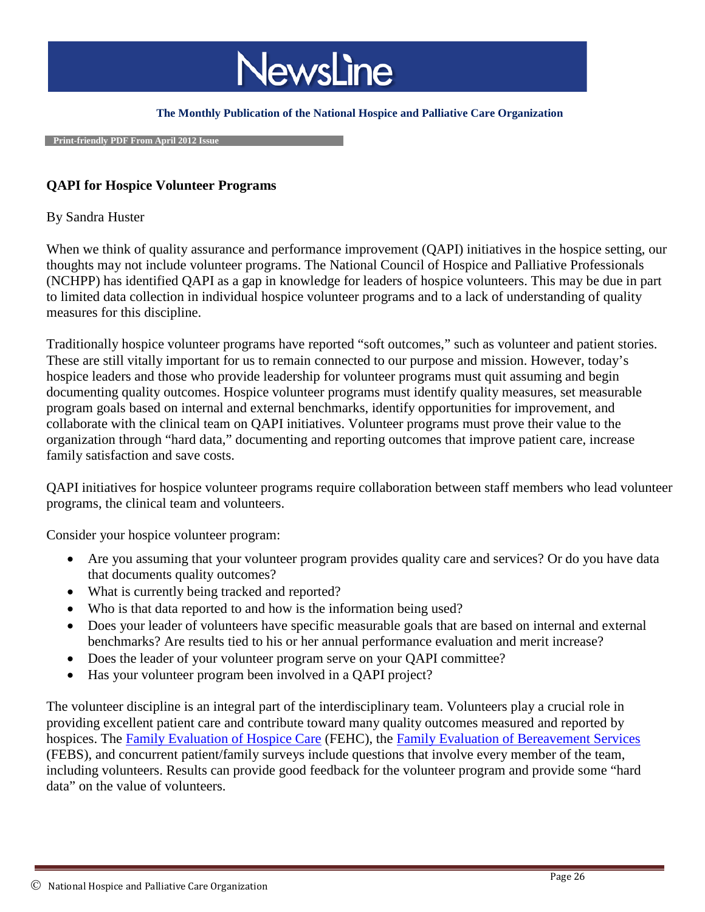# NewsLine

**The Monthly Publication of the National Hospice and Palliative Care Organization**

**Print-friendly PDF From April 2012 Issue**

## QAPI for Hospice Volunteer Programs

By Sandra Huster

When we think of quality assurance and performance improvement (QAPI) initiatives in the hospice setting, our thoughts may not include volunteer programs. The National Council of Hospice and Palliative Professionals (NCHPP) has identified QAPI as a gap in knowledge for leaders of hospice volunteers. This may be due in part to limited data collection in individual hospice volunteer programs and to a lack of understanding of quality measures for this discipline.

Traditionally hospice volunteer programs have reported "soft outcomes," such as volunteer and patient stories. These are still vitally important for us to remain connected to our purpose and mission. However, today's hospice leaders and those who provide leadership for volunteer programs must quit assuming and begin documenting quality outcomes. Hospice volunteer programs must identify quality measures, set measurable program goals based on internal and external benchmarks, identify opportunities for improvement, and collaborate with the clinical team on QAPI initiatives. Volunteer programs must prove their value to the organization through "hard data," documenting and reporting outcomes that improve patient care, increase family satisfaction and save costs.

QAPI initiatives for hospice volunteer programs require collaboration between staff members who lead volunteer programs, the clinical team and volunteers.

Consider your hospice volunteer program:

- Are you assuming that your volunteer program provides quality care and services? Or do you have data that documents quality outcomes?
- What is currently being tracked and reported?
- Who is that data reported to and how is the information being used?
- Does your leader of volunteers have specific measurable goals that are based on internal and external benchmarks? Are results tied to his or her annual performance evaluation and merit increase?
- Does the leader of your volunteer program serve on your QAPI committee?
- Has your volunteer program been involved in a QAPI project?

The volunteer discipline is an integral part of the interdisciplinary team. Volunteers play a crucial role in providing excellent patient care and contribute toward many quality outcomes measured and reported by hospices. The Family Evaluation of Hospice Care (FEHC), the Family Evaluation of Bereavement Services (FEBS), and concurrent patient/family surveys include questions that involve every member of the team, including volunteers. Results can provide good feedback for the volunteer program and provide some "hard data" on the value of volunteers.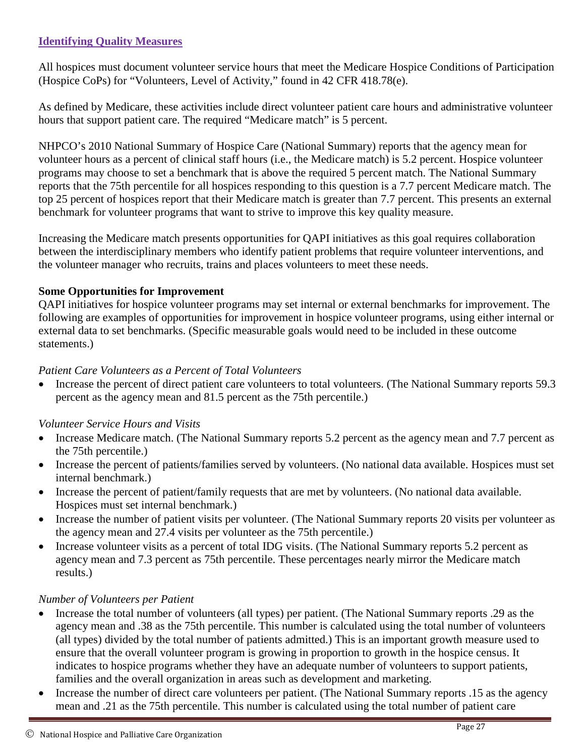## Identifying Quality Measures

All hospices must document volunteer service hours that meet the Medicare Hospice Conditions of Participation (Hospice CoPs) for "Volunteers, Level of Activity," found in 42 CFR 418.78(e).

As defined by Medicare, these activities include direct volunteer patient care hours and administrative volunteer hours that support patient care. The required "Medicare match" is 5 percent.

NHPCO's 2010 National Summary of Hospice Care (National Summary) reports that the agency mean for volunteer hours as a percent of clinical staff hours (i.e., the Medicare match) is 5.2 percent. Hospice volunteer programs may choose to set a benchmark that is above the required 5 percent match. The National Summary reports that the 75th percentile for all hospices responding to this question is a 7.7 percent Medicare match. The top 25 percent of hospices report that their Medicare match is greater than 7.7 percent. This presents an external benchmark for volunteer programs that want to strive to improve this key quality measure.

Increasing the Medicare match presents opportunities for QAPI initiatives as this goal requires collaboration between the interdisciplinary members who identify patient problems that require volunteer interventions, and the volunteer manager who recruits, trains and places volunteers to meet these needs.

**Some Opportunities for Improvement**

QAPI initiatives for hospice volunteer programs may set internal or external benchmarks for improvement. The following are examples of opportunities for improvement in hospice volunteer programs, using either internal or external data to set benchmarks. (Specific measurable goals would need to be included in these outcome statements.)

*Patient Care Volunteers as a Percent of Total Volunteers*

- Increase the percent of direct patient care volunteers to total volunteers. (The National Summary reports 59.3 percent as the agency mean and 81.5 percent as the 75th percentile.)

*Volunteer Service Hours and Visits*

- Increase Medicare match. (The National Summary reports 5.2 percent as the agency mean and 7.7 percent as the 75th percentile.)
- Increase the percent of patients/families served by volunteers. (No national data available. Hospices must set internal benchmark.)
- Increase the percent of patient/family requests that are met by volunteers. (No national data available. Hospices must set internal benchmark.)
- Increase the number of patient visits per volunteer. (The National Summary reports 20 visits per volunteer as the agency mean and 27.4 visits per volunteer as the 75th percentile.)
- Increase volunteer visits as a percent of total IDG visits. (The National Summary reports 5.2 percent as agency mean and 7.3 percent as 75th percentile. These percentages nearly mirror the Medicare match results.)

*Number of Volunteers per Patient*

- Increase the total number of volunteers (all types) per patient. (The National Summary reports .29 as the agency mean and .38 as the 75th percentile. This number is calculated using the total number of volunteers (all types) divided by the total number of patients admitted.) This is an important growth measure used to ensure that the overall volunteer program is growing in proportion to growth in the hospice census. It indicates to hospice programs whether they have an adequate number of volunteers to support patients, families and the overall organization in areas such as development and marketing.
- Increase the number of direct care volunteers per patient. (The National Summary reports .15 as the agency mean and .21 as the 75th percentile. This number is calculated using the total number of patient care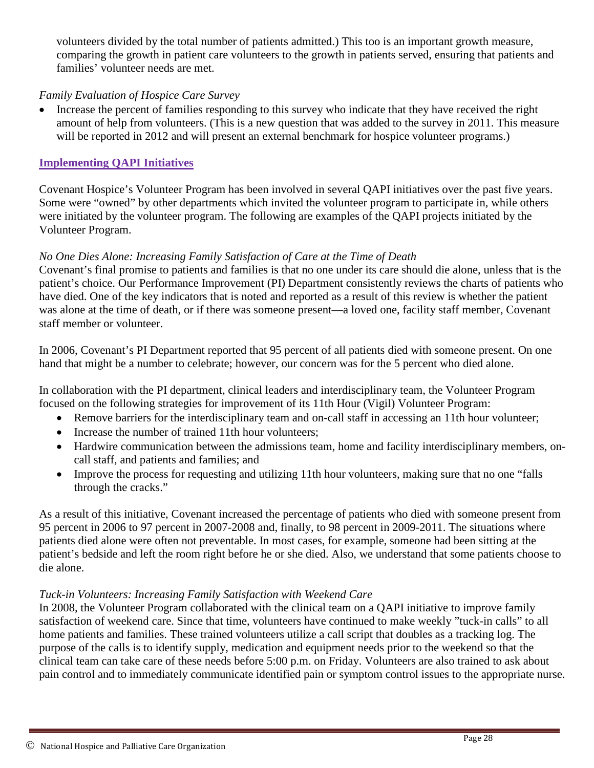volunteers divided by the total number of patients admitted.) This too is an important growth measure, comparing the growth in patient care volunteers to the growth in patients served, ensuring that patients and families' volunteer needs are met.

*Family Evaluation of Hospice Care Survey*

- Increase the percent of families responding to this survey who indicate that they have received the right amount of help from volunteers. (This is a new question that was added to the survey in 2011. This measure will be reported in 2012 and will present an external benchmark for hospice volunteer programs.)

## Implementing QAPI Initiatives

Covenant Hospice's Volunteer Program has been involved in several QAPI initiatives over the past five years. Some were "owned" by other departments which invited the volunteer program to participate in, while others were initiated by the volunteer program. The following are examples of the QAPI projects initiated by the Volunteer Program.

*No One Dies Alone: Increasing Family Satisfaction of Care at the Time of Death*

Covenant's final promise to patients and families is that no one under its care should die alone, unless that is the patient's choice. Our Performance Improvement (PI) Department consistently reviews the charts of patients who have died. One of the key indicators that is noted and reported as a result of this review is whether the patient was alone at the time of death, or if there was someone present—a loved one, facility staff member, Covenant staff member or volunteer.

In 2006, Covenant's PI Department reported that 95 percent of all patients died with someone present. On one hand that might be a number to celebrate; however, our concern was for the 5 percent who died alone.

In collaboration with the PI department, clinical leaders and interdisciplinary team, the Volunteer Program focused on the following strategies for improvement of its 11th Hour (Vigil) Volunteer Program:

- Remove barriers for the interdisciplinary team and on-call staff in accessing an 11th hour volunteer;
- Increase the number of trained 11th hour volunteers;
- Hardwire communication between the admissions team, home and facility interdisciplinary members, on-call staff, and patients and families; and
- Improve the process for requesting and utilizing 11th hour volunteers, making sure that no one "falls through the cracks."

As a result of this initiative, Covenant increased the percentage of patients who died with someone present from 95 percent in 2006 to 97 percent in 2007-2008 and, finally, to 98 percent in 2009-2011. The situations where patients died alone were often not preventable. In most cases, for example, someone had been sitting at the patient's bedside and left the room right before he or she died. Also, we understand that some patients choose to die alone.

*Tuck-in Volunteers: Increasing Family Satisfaction with Weekend Care*

In 2008, the Volunteer Program collaborated with the clinical team on a QAPI initiative to improve family satisfaction of weekend care. Since that time, volunteers have continued to make weekly "tuck-in calls" to all home patients and families. These trained volunteers utilize a call script that doubles as a tracking log. The purpose of the calls is to identify supply, medication and equipment needs prior to the weekend so that the clinical team can take care of these needs before 5:00 p.m. on Friday. Volunteers are also trained to ask about pain control and to immediately communicate identified pain or symptom control issues to the appropriate nurse.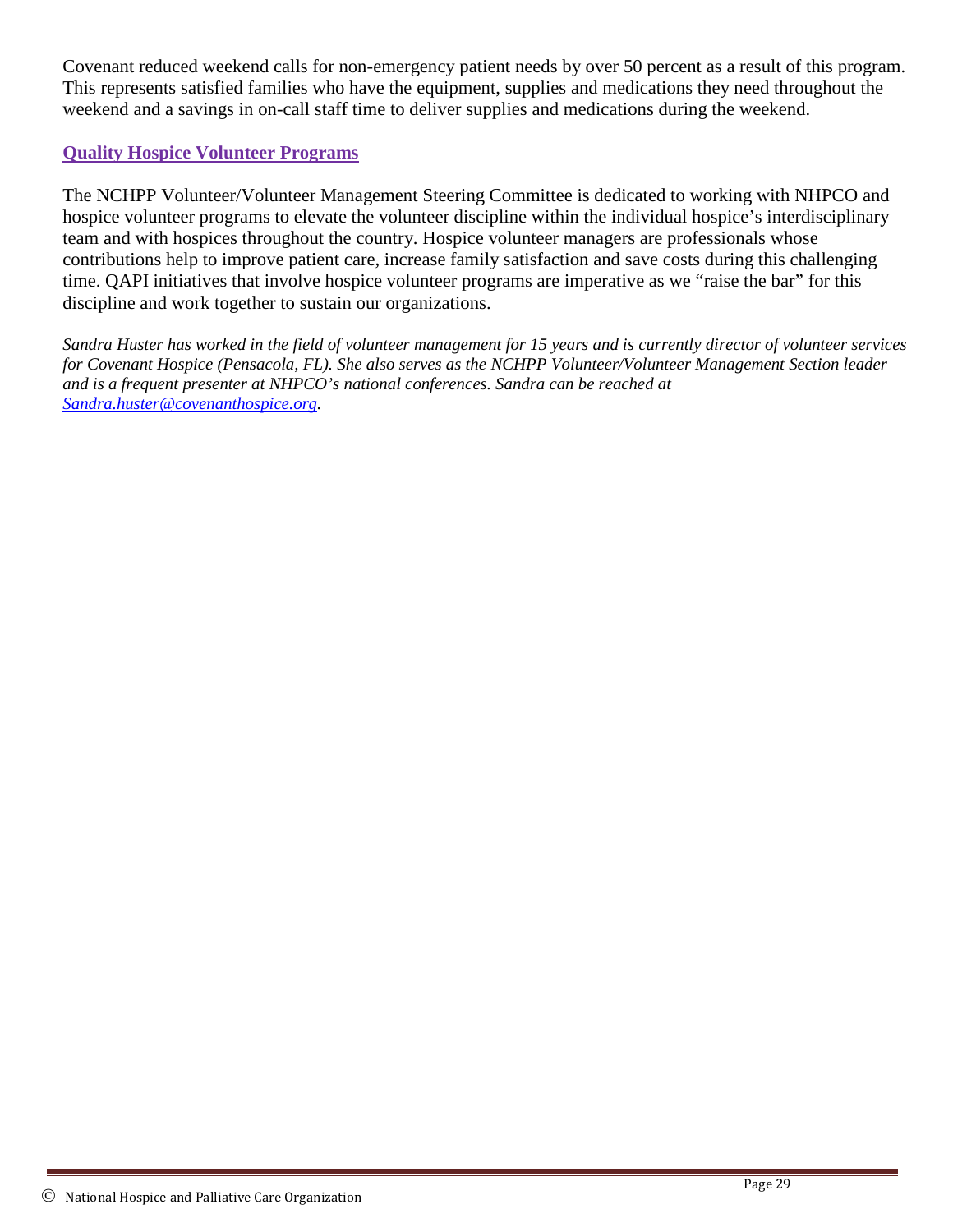Covenant reduced weekend calls for non-emergency patient needs by over 50 percent as a result of this program. This represents satisfied families who have the equipment, supplies and medications they need throughout the weekend and a savings in on-call staff time to deliver supplies and medications during the weekend.

## Quality Hospice Volunteer Programs

The NCHPP Volunteer/Volunteer Management Steering Committee is dedicated to working with NHPCO and hospice volunteer programs to elevate the volunteer discipline within the individual hospice's interdisciplinary team and with hospices throughout the country. Hospice volunteer managers are professionals whose contributions help to improve patient care, increase family satisfaction and save costs during this challenging time. QAPI initiatives that involve hospice volunteer programs are imperative as we "raise the bar" for this discipline and work together to sustain our organizations.

*Sandra Huster has worked in the field of volunteer management for 15 years and is currently director of volunteer services for Covenant Hospice (Pensacola, FL). She also serves as the NCHPP Volunteer/Volunteer Management Section leader and is a frequent presenter at NHPCO's national conferences. Sandra can be reached at [Sandra.huster@covenanthospice.org](mailto:Sandra.huster@covenanthospice.org).*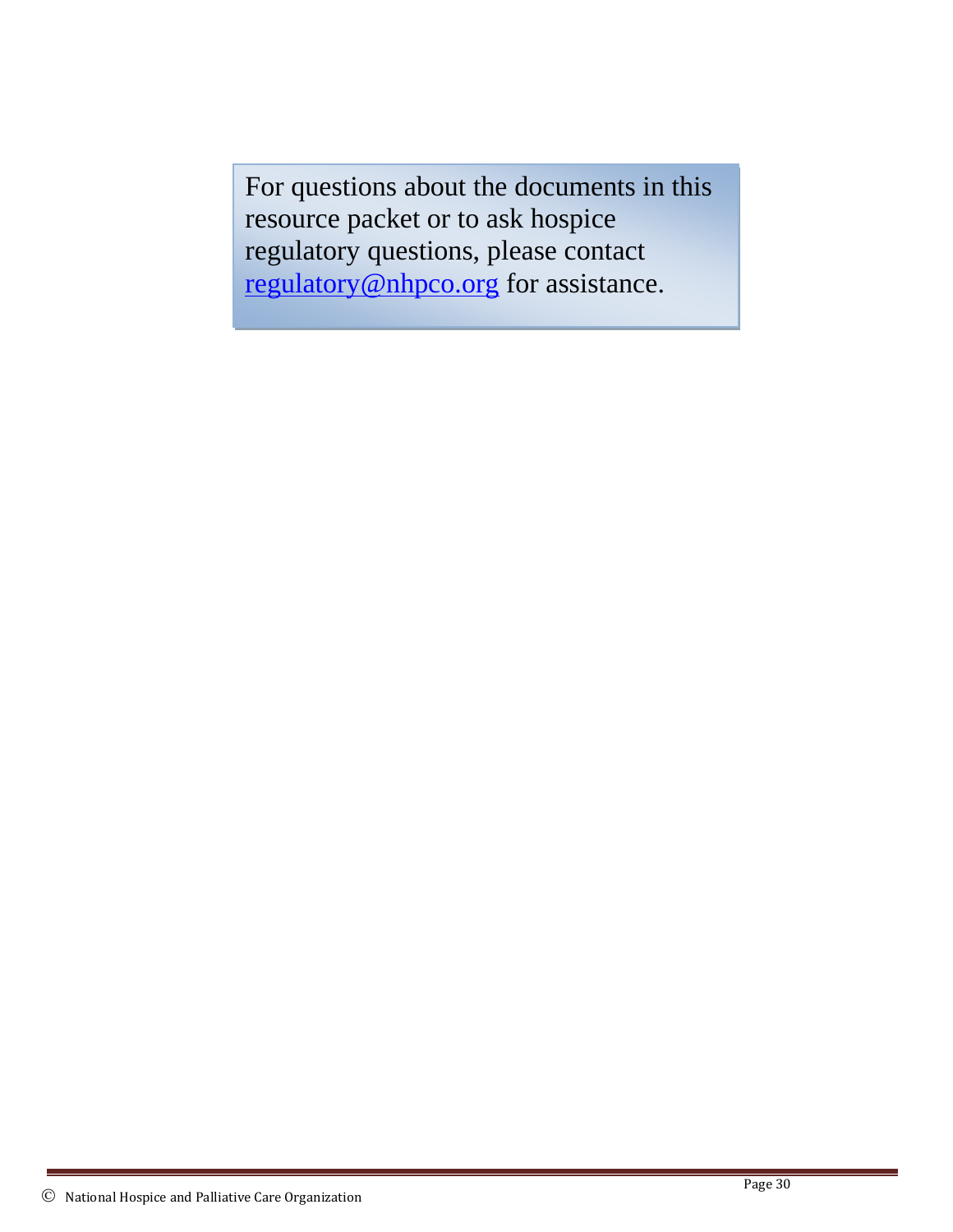For questions about the documents in this resource packet or to ask hospice regulatory questions, please contact [regulatory@nhpco.org](mailto:regulatory@nhpco.org) for assistance.